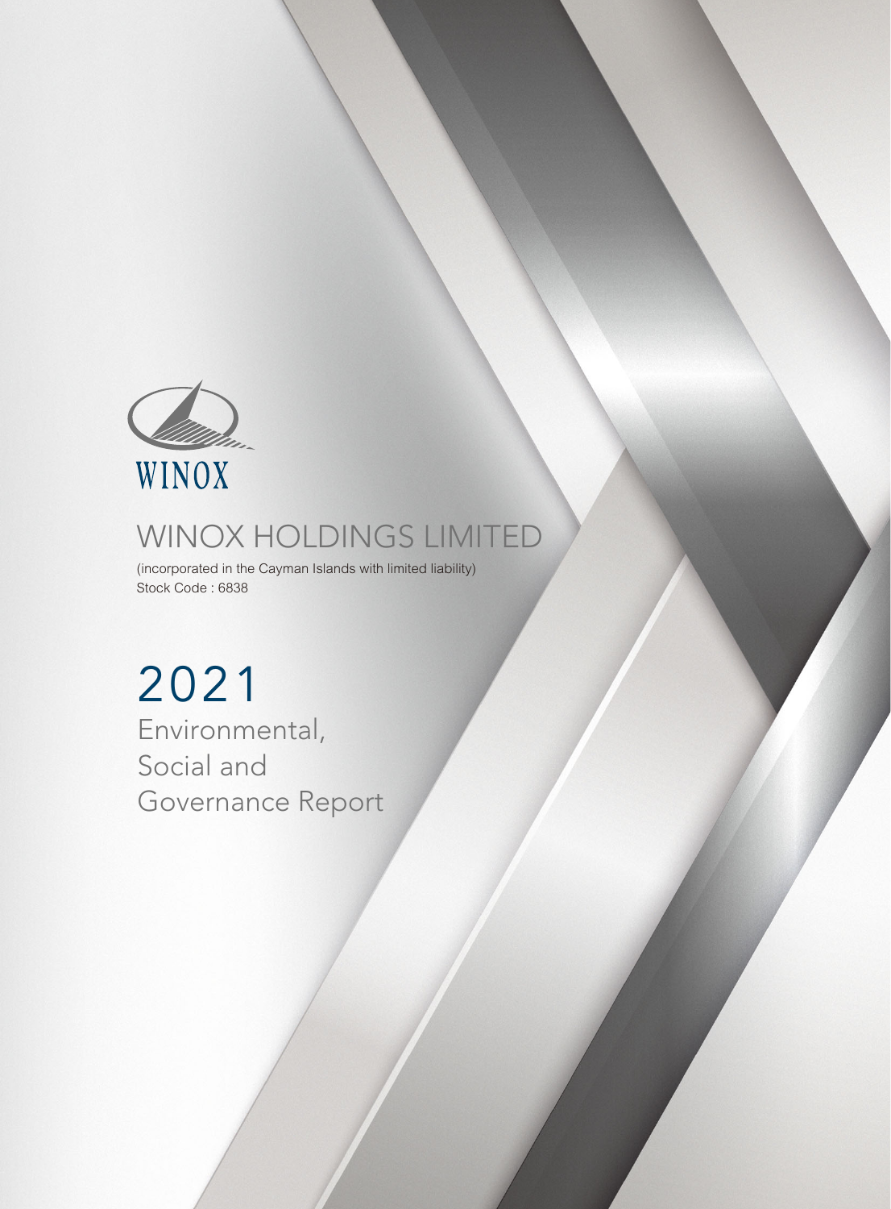WINOX

# WINOX HOLDINGS LIMITED

(incorporated in the Cayman Islands with limited liability)
Stock Code : 6838

# 2021

## Environmental, Social and Governance Report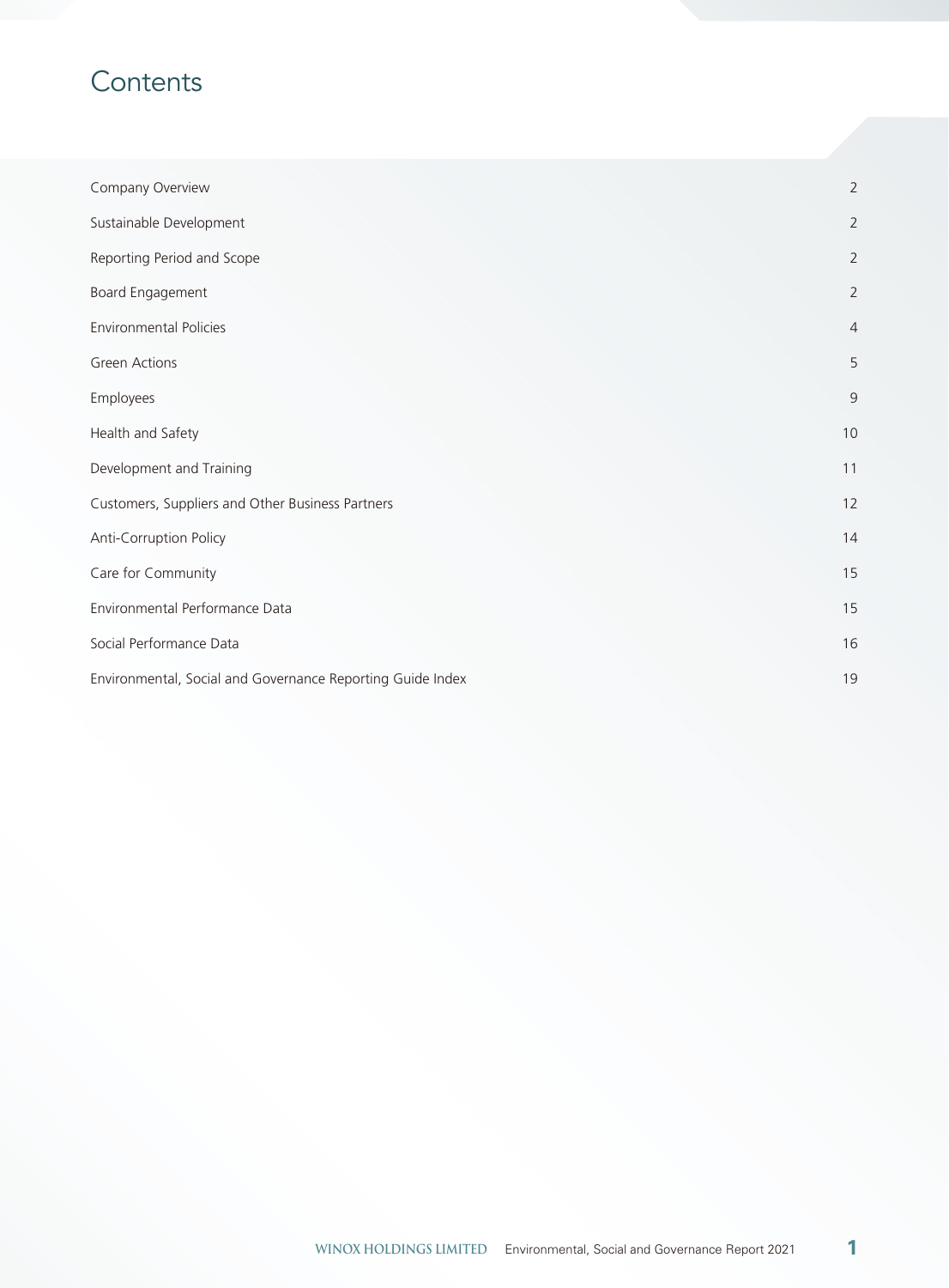# Contents

| | |
|---|---|
| Company Overview | 2 |
| Sustainable Development | 2 |
| Reporting Period and Scope | 2 |
| Board Engagement | 2 |
| Environmental Policies | 4 |
| Green Actions | 5 |
| Employees | 9 |
| Health and Safety | 10 |
| Development and Training | 11 |
| Customers, Suppliers and Other Business Partners | 12 |
| Anti-Corruption Policy | 14 |
| Care for Community | 15 |
| Environmental Performance Data | 15 |
| Social Performance Data | 16 |
| Environmental, Social and Governance Reporting Guide Index | 19 |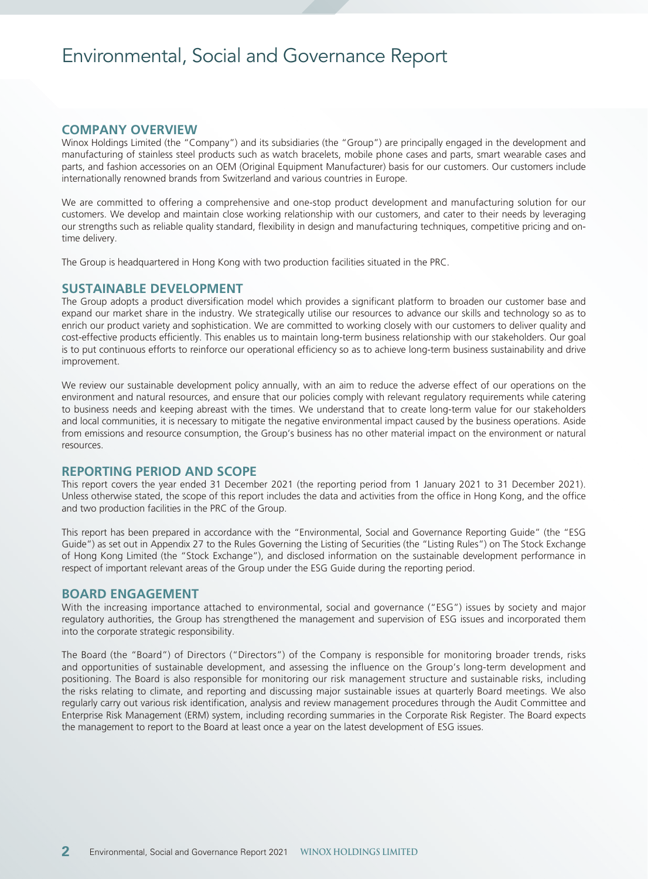# Environmental, Social and Governance Report

## COMPANY OVERVIEW

Winox Holdings Limited (the "Company") and its subsidiaries (the "Group") are principally engaged in the development and manufacturing of stainless steel products such as watch bracelets, mobile phone cases and parts, smart wearable cases and parts, and fashion accessories on an OEM (Original Equipment Manufacturer) basis for our customers. Our customers include internationally renowned brands from Switzerland and various countries in Europe.

We are committed to offering a comprehensive and one-stop product development and manufacturing solution for our customers. We develop and maintain close working relationship with our customers, and cater to their needs by leveraging our strengths such as reliable quality standard, flexibility in design and manufacturing techniques, competitive pricing and on-time delivery.

The Group is headquartered in Hong Kong with two production facilities situated in the PRC.

## SUSTAINABLE DEVELOPMENT

The Group adopts a product diversification model which provides a significant platform to broaden our customer base and expand our market share in the industry. We strategically utilise our resources to advance our skills and technology so as to enrich our product variety and sophistication. We are committed to working closely with our customers to deliver quality and cost-effective products efficiently. This enables us to maintain long-term business relationship with our stakeholders. Our goal is to put continuous efforts to reinforce our operational efficiency so as to achieve long-term business sustainability and drive improvement.

We review our sustainable development policy annually, with an aim to reduce the adverse effect of our operations on the environment and natural resources, and ensure that our policies comply with relevant regulatory requirements while catering to business needs and keeping abreast with the times. We understand that to create long-term value for our stakeholders and local communities, it is necessary to mitigate the negative environmental impact caused by the business operations. Aside from emissions and resource consumption, the Group's business has no other material impact on the environment or natural resources.

## REPORTING PERIOD AND SCOPE

This report covers the year ended 31 December 2021 (the reporting period from 1 January 2021 to 31 December 2021). Unless otherwise stated, the scope of this report includes the data and activities from the office in Hong Kong, and the office and two production facilities in the PRC of the Group.

This report has been prepared in accordance with the "Environmental, Social and Governance Reporting Guide" (the "ESG Guide") as set out in Appendix 27 to the Rules Governing the Listing of Securities (the "Listing Rules") on The Stock Exchange of Hong Kong Limited (the "Stock Exchange"), and disclosed information on the sustainable development performance in respect of important relevant areas of the Group under the ESG Guide during the reporting period.

## BOARD ENGAGEMENT

With the increasing importance attached to environmental, social and governance ("ESG") issues by society and major regulatory authorities, the Group has strengthened the management and supervision of ESG issues and incorporated them into the corporate strategic responsibility.

The Board (the "Board") of Directors ("Directors") of the Company is responsible for monitoring broader trends, risks and opportunities of sustainable development, and assessing the influence on the Group's long-term development and positioning. The Board is also responsible for monitoring our risk management structure and sustainable risks, including the risks relating to climate, and reporting and discussing major sustainable issues at quarterly Board meetings. We also regularly carry out various risk identification, analysis and review management procedures through the Audit Committee and Enterprise Risk Management (ERM) system, including recording summaries in the Corporate Risk Register. The Board expects the management to report to the Board at least once a year on the latest development of ESG issues.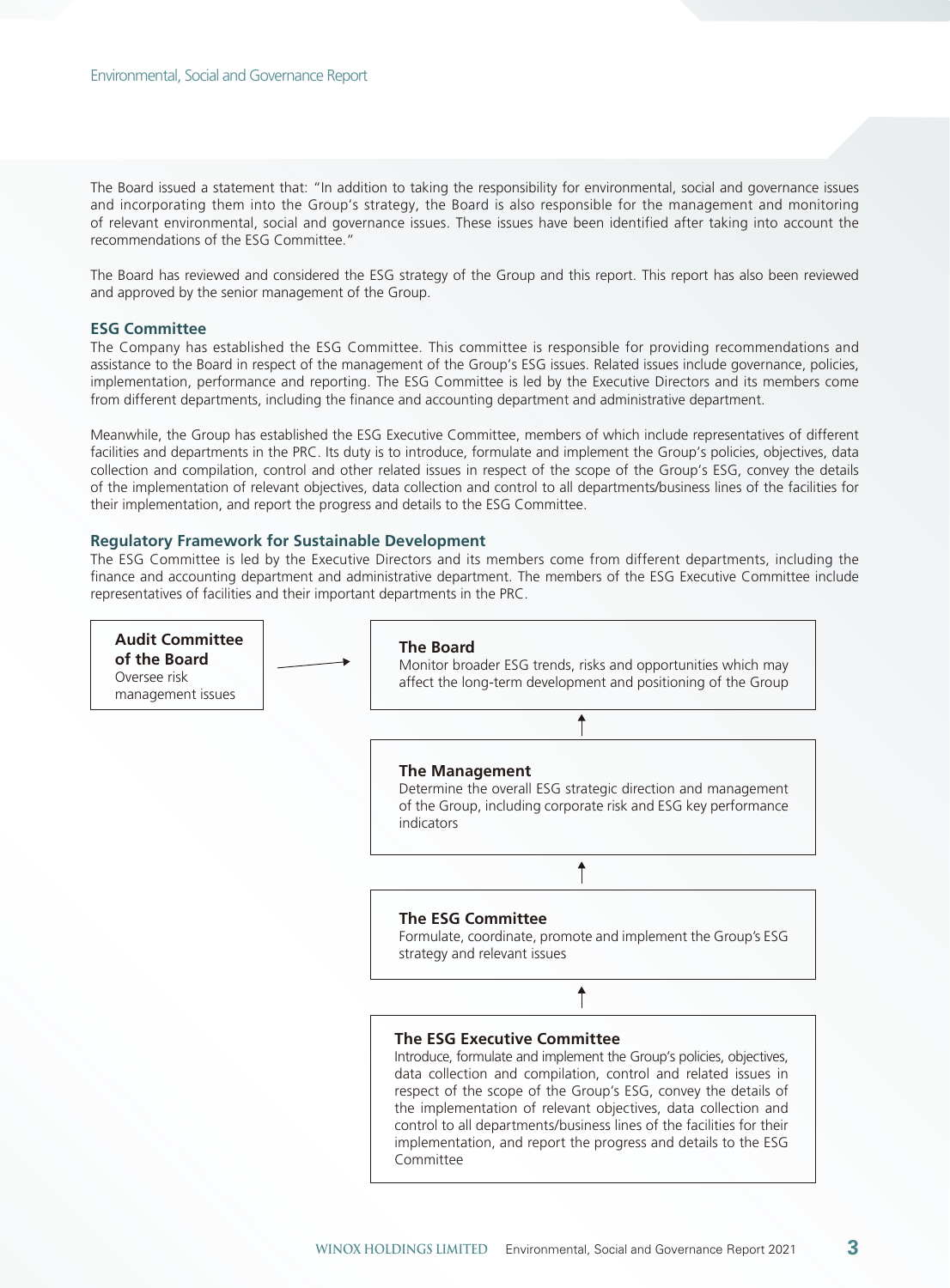The Board issued a statement that: "In addition to taking the responsibility for environmental, social and governance issues and incorporating them into the Group's strategy, the Board is also responsible for the management and monitoring of relevant environmental, social and governance issues. These issues have been identified after taking into account the recommendations of the ESG Committee."

The Board has reviewed and considered the ESG strategy of the Group and this report. This report has also been reviewed and approved by the senior management of the Group.

### ESG Committee

The Company has established the ESG Committee. This committee is responsible for providing recommendations and assistance to the Board in respect of the management of the Group's ESG issues. Related issues include governance, policies, implementation, performance and reporting. The ESG Committee is led by the Executive Directors and its members come from different departments, including the finance and accounting department and administrative department.

Meanwhile, the Group has established the ESG Executive Committee, members of which include representatives of different facilities and departments in the PRC. Its duty is to introduce, formulate and implement the Group's policies, objectives, data collection and compilation, control and other related issues in respect of the scope of the Group's ESG, convey the details of the implementation of relevant objectives, data collection and control to all departments/business lines of the facilities for their implementation, and report the progress and details to the ESG Committee.

### Regulatory Framework for Sustainable Development

The ESG Committee is led by the Executive Directors and its members come from different departments, including the finance and accounting department and administrative department. The members of the ESG Executive Committee include representatives of facilities and their important departments in the PRC.

**Audit Committee of the Board**
Oversee risk management issues

→

**The Board**
Monitor broader ESG trends, risks and opportunities which may affect the long-term development and positioning of the Group

↑

**The Management**
Determine the overall ESG strategic direction and management of the Group, including corporate risk and ESG key performance indicators

↑

**The ESG Committee**
Formulate, coordinate, promote and implement the Group's ESG strategy and relevant issues

↑

**The ESG Executive Committee**
Introduce, formulate and implement the Group's policies, objectives, data collection and compilation, control and related issues in respect of the scope of the Group's ESG, convey the details of the implementation of relevant objectives, data collection and control to all departments/business lines of the facilities for their implementation, and report the progress and details to the ESG Committee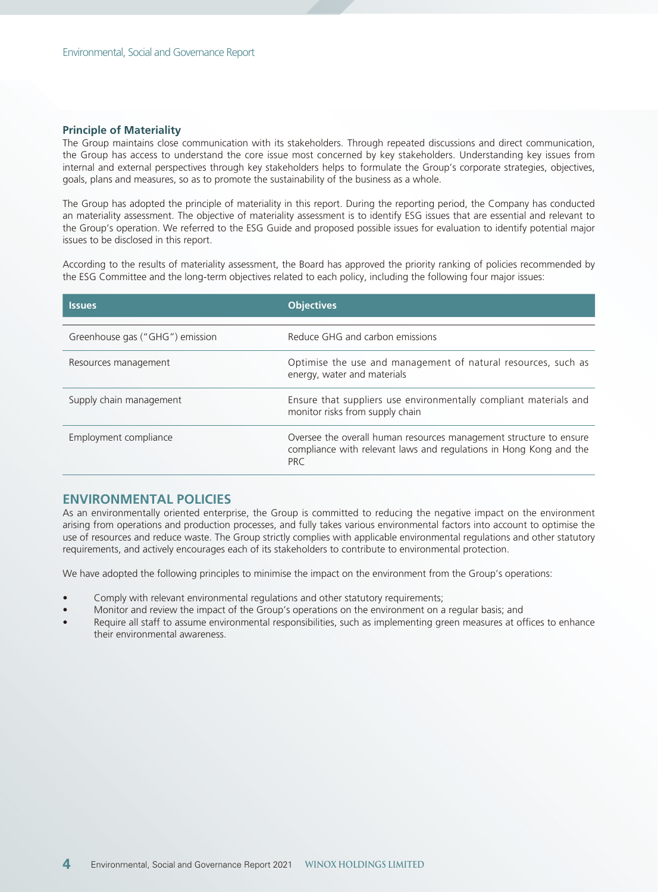### Principle of Materiality

The Group maintains close communication with its stakeholders. Through repeated discussions and direct communication, the Group has access to understand the core issue most concerned by key stakeholders. Understanding key issues from internal and external perspectives through key stakeholders helps to formulate the Group's corporate strategies, objectives, goals, plans and measures, so as to promote the sustainability of the business as a whole.

The Group has adopted the principle of materiality in this report. During the reporting period, the Company has conducted an materiality assessment. The objective of materiality assessment is to identify ESG issues that are essential and relevant to the Group's operation. We referred to the ESG Guide and proposed possible issues for evaluation to identify potential major issues to be disclosed in this report.

According to the results of materiality assessment, the Board has approved the priority ranking of policies recommended by the ESG Committee and the long-term objectives related to each policy, including the following four major issues:

| Issues | Objectives |
|---|---|
| Greenhouse gas ("GHG") emission | Reduce GHG and carbon emissions |
| Resources management | Optimise the use and management of natural resources, such as energy, water and materials |
| Supply chain management | Ensure that suppliers use environmentally compliant materials and monitor risks from supply chain |
| Employment compliance | Oversee the overall human resources management structure to ensure compliance with relevant laws and regulations in Hong Kong and the PRC |

## ENVIRONMENTAL POLICIES

As an environmentally oriented enterprise, the Group is committed to reducing the negative impact on the environment arising from operations and production processes, and fully takes various environmental factors into account to optimise the use of resources and reduce waste. The Group strictly complies with applicable environmental regulations and other statutory requirements, and actively encourages each of its stakeholders to contribute to environmental protection.

We have adopted the following principles to minimise the impact on the environment from the Group's operations:

- Comply with relevant environmental regulations and other statutory requirements;
- Monitor and review the impact of the Group's operations on the environment on a regular basis; and
- Require all staff to assume environmental responsibilities, such as implementing green measures at offices to enhance their environmental awareness.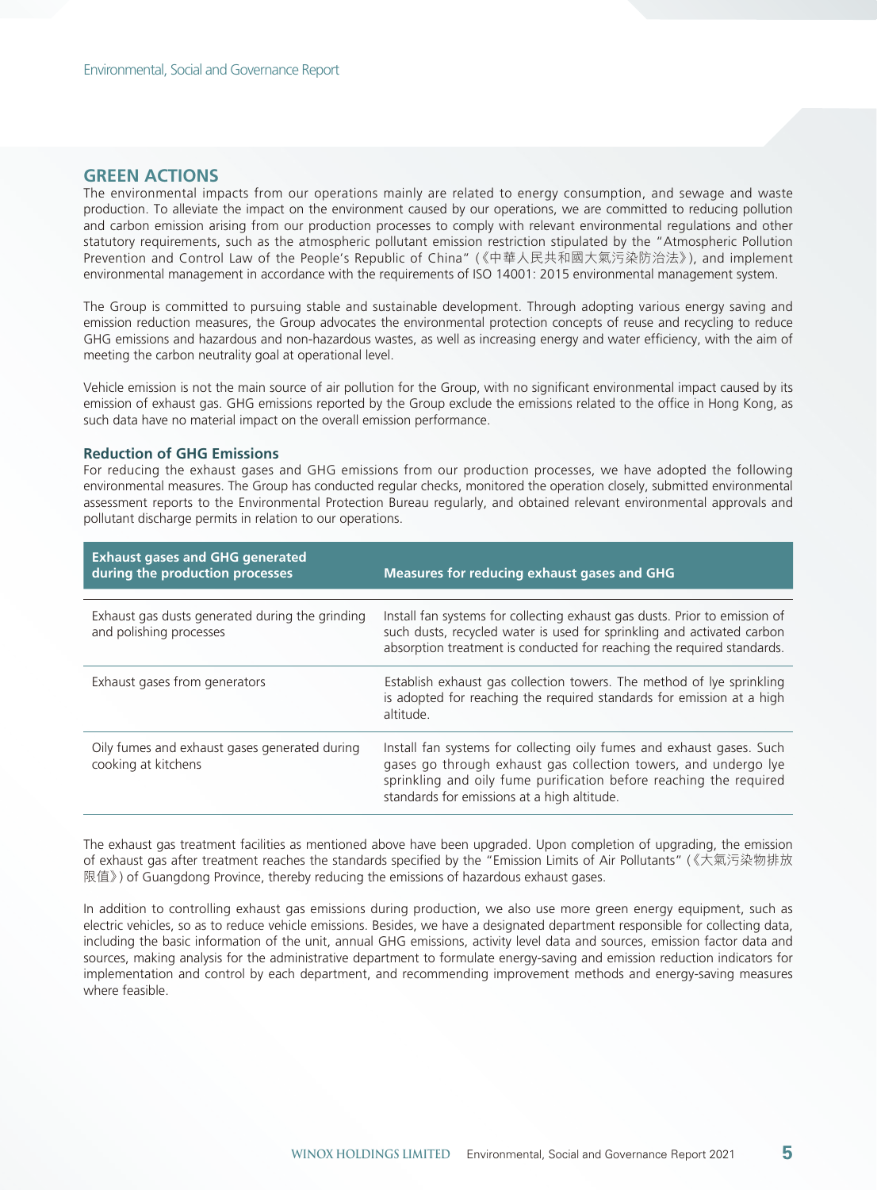## GREEN ACTIONS

The environmental impacts from our operations mainly are related to energy consumption, and sewage and waste production. To alleviate the impact on the environment caused by our operations, we are committed to reducing pollution and carbon emission arising from our production processes to comply with relevant environmental regulations and other statutory requirements, such as the atmospheric pollutant emission restriction stipulated by the "Atmospheric Pollution Prevention and Control Law of the People's Republic of China" (《中華人民共和國大氣污染防治法》), and implement environmental management in accordance with the requirements of ISO 14001: 2015 environmental management system.

The Group is committed to pursuing stable and sustainable development. Through adopting various energy saving and emission reduction measures, the Group advocates the environmental protection concepts of reuse and recycling to reduce GHG emissions and hazardous and non-hazardous wastes, as well as increasing energy and water efficiency, with the aim of meeting the carbon neutrality goal at operational level.

Vehicle emission is not the main source of air pollution for the Group, with no significant environmental impact caused by its emission of exhaust gas. GHG emissions reported by the Group exclude the emissions related to the office in Hong Kong, as such data have no material impact on the overall emission performance.

### Reduction of GHG Emissions

For reducing the exhaust gases and GHG emissions from our production processes, we have adopted the following environmental measures. The Group has conducted regular checks, monitored the operation closely, submitted environmental assessment reports to the Environmental Protection Bureau regularly, and obtained relevant environmental approvals and pollutant discharge permits in relation to our operations.

| Exhaust gases and GHG generated during the production processes | Measures for reducing exhaust gases and GHG |
|---|---|
| Exhaust gas dusts generated during the grinding and polishing processes | Install fan systems for collecting exhaust gas dusts. Prior to emission of such dusts, recycled water is used for sprinkling and activated carbon absorption treatment is conducted for reaching the required standards. |
| Exhaust gases from generators | Establish exhaust gas collection towers. The method of lye sprinkling is adopted for reaching the required standards for emission at a high altitude. |
| Oily fumes and exhaust gases generated during cooking at kitchens | Install fan systems for collecting oily fumes and exhaust gases. Such gases go through exhaust gas collection towers, and undergo lye sprinkling and oily fume purification before reaching the required standards for emissions at a high altitude. |

The exhaust gas treatment facilities as mentioned above have been upgraded. Upon completion of upgrading, the emission of exhaust gas after treatment reaches the standards specified by the "Emission Limits of Air Pollutants" (《大氣污染物排放限值》) of Guangdong Province, thereby reducing the emissions of hazardous exhaust gases.

In addition to controlling exhaust gas emissions during production, we also use more green energy equipment, such as electric vehicles, so as to reduce vehicle emissions. Besides, we have a designated department responsible for collecting data, including the basic information of the unit, annual GHG emissions, activity level data and sources, emission factor data and sources, making analysis for the administrative department to formulate energy-saving and emission reduction indicators for implementation and control by each department, and recommending improvement methods and energy-saving measures where feasible.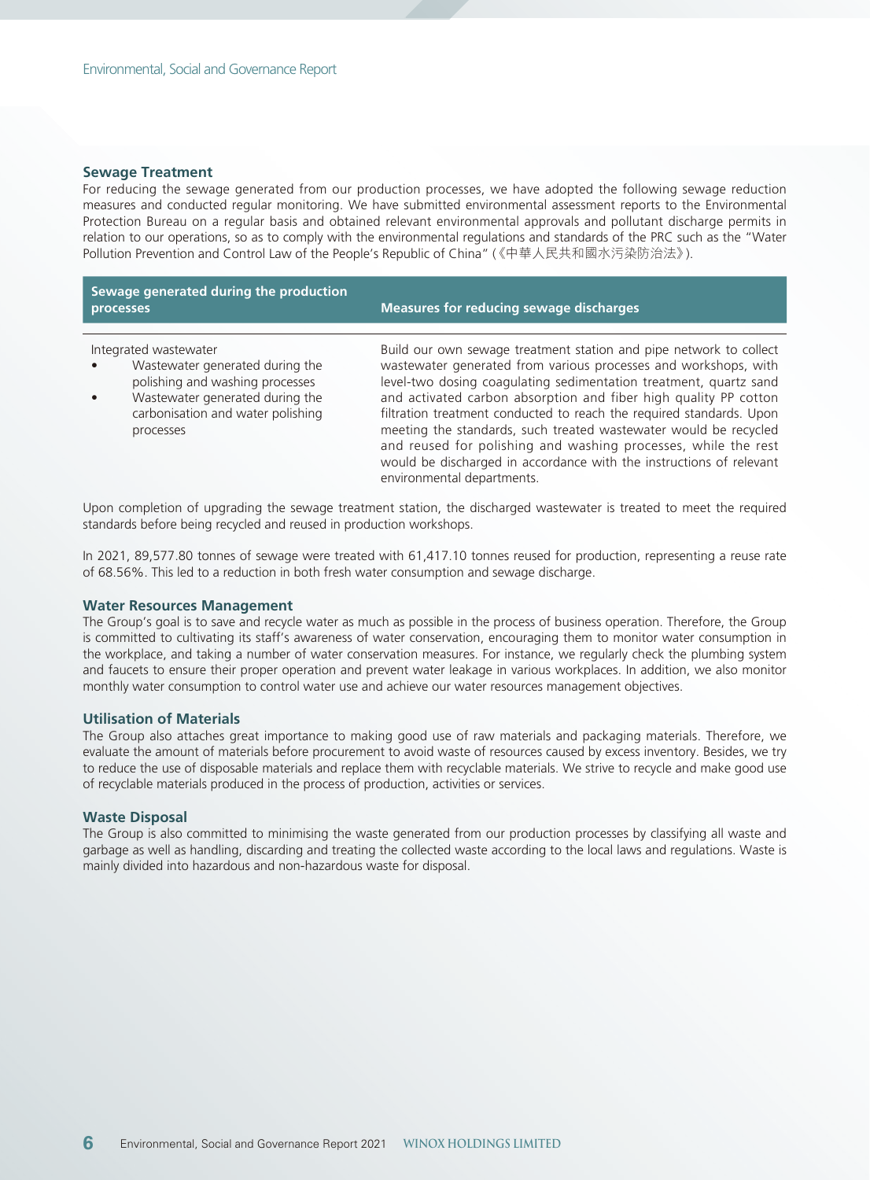### Sewage Treatment

For reducing the sewage generated from our production processes, we have adopted the following sewage reduction measures and conducted regular monitoring. We have submitted environmental assessment reports to the Environmental Protection Bureau on a regular basis and obtained relevant environmental approvals and pollutant discharge permits in relation to our operations, so as to comply with the environmental regulations and standards of the PRC such as the "Water Pollution Prevention and Control Law of the People's Republic of China" (《中華人民共和國水污染防治法》).

| Sewage generated during the production processes | Measures for reducing sewage discharges |
|---|---|
| Integrated wastewater<br>• Wastewater generated during the polishing and washing processes<br>• Wastewater generated during the carbonisation and water polishing processes | Build our own sewage treatment station and pipe network to collect wastewater generated from various processes and workshops, with level-two dosing coagulating sedimentation treatment, quartz sand and activated carbon absorption and fiber high quality PP cotton filtration treatment conducted to reach the required standards. Upon meeting the standards, such treated wastewater would be recycled and reused for polishing and washing processes, while the rest would be discharged in accordance with the instructions of relevant environmental departments. |

Upon completion of upgrading the sewage treatment station, the discharged wastewater is treated to meet the required standards before being recycled and reused in production workshops.

In 2021, 89,577.80 tonnes of sewage were treated with 61,417.10 tonnes reused for production, representing a reuse rate of 68.56%. This led to a reduction in both fresh water consumption and sewage discharge.

### Water Resources Management

The Group's goal is to save and recycle water as much as possible in the process of business operation. Therefore, the Group is committed to cultivating its staff's awareness of water conservation, encouraging them to monitor water consumption in the workplace, and taking a number of water conservation measures. For instance, we regularly check the plumbing system and faucets to ensure their proper operation and prevent water leakage in various workplaces. In addition, we also monitor monthly water consumption to control water use and achieve our water resources management objectives.

### Utilisation of Materials

The Group also attaches great importance to making good use of raw materials and packaging materials. Therefore, we evaluate the amount of materials before procurement to avoid waste of resources caused by excess inventory. Besides, we try to reduce the use of disposable materials and replace them with recyclable materials. We strive to recycle and make good use of recyclable materials produced in the process of production, activities or services.

### Waste Disposal

The Group is also committed to minimising the waste generated from our production processes by classifying all waste and garbage as well as handling, discarding and treating the collected waste according to the local laws and regulations. Waste is mainly divided into hazardous and non-hazardous waste for disposal.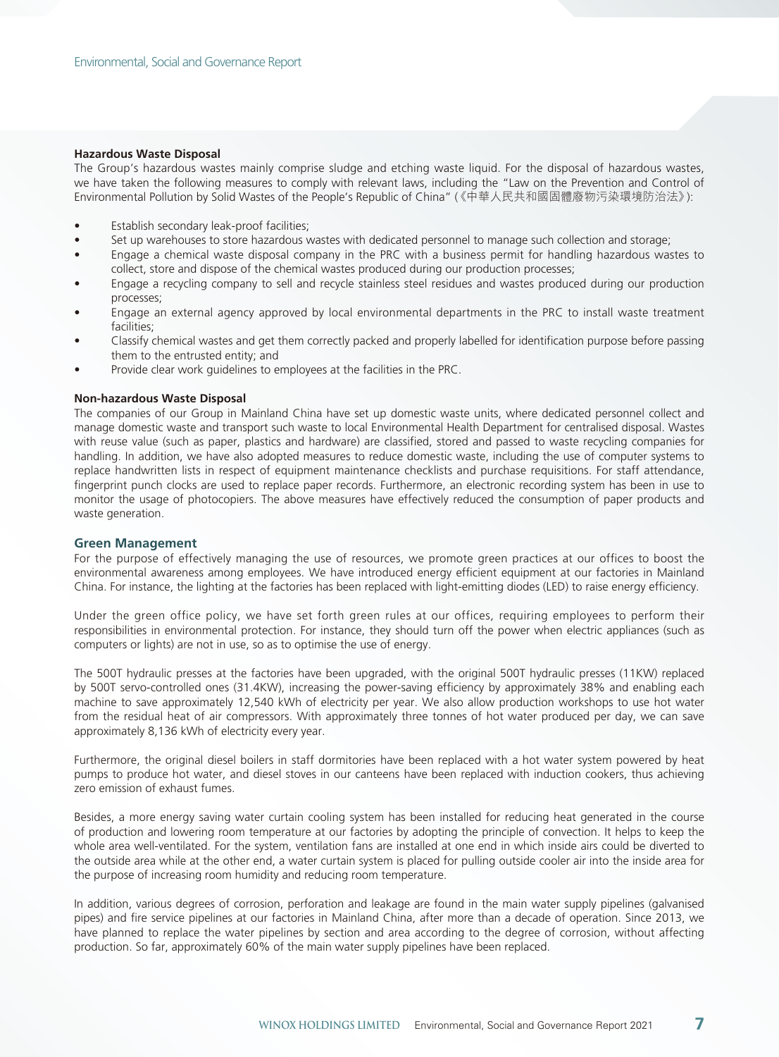#### Hazardous Waste Disposal

The Group's hazardous wastes mainly comprise sludge and etching waste liquid. For the disposal of hazardous wastes, we have taken the following measures to comply with relevant laws, including the "Law on the Prevention and Control of Environmental Pollution by Solid Wastes of the People's Republic of China" (《中華人民共和國固體廢物污染環境防治法》):

- Establish secondary leak-proof facilities;
- Set up warehouses to store hazardous wastes with dedicated personnel to manage such collection and storage;
- Engage a chemical waste disposal company in the PRC with a business permit for handling hazardous wastes to collect, store and dispose of the chemical wastes produced during our production processes;
- Engage a recycling company to sell and recycle stainless steel residues and wastes produced during our production processes;
- Engage an external agency approved by local environmental departments in the PRC to install waste treatment facilities;
- Classify chemical wastes and get them correctly packed and properly labelled for identification purpose before passing them to the entrusted entity; and
- Provide clear work guidelines to employees at the facilities in the PRC.

#### Non-hazardous Waste Disposal

The companies of our Group in Mainland China have set up domestic waste units, where dedicated personnel collect and manage domestic waste and transport such waste to local Environmental Health Department for centralised disposal. Wastes with reuse value (such as paper, plastics and hardware) are classified, stored and passed to waste recycling companies for handling. In addition, we have also adopted measures to reduce domestic waste, including the use of computer systems to replace handwritten lists in respect of equipment maintenance checklists and purchase requisitions. For staff attendance, fingerprint punch clocks are used to replace paper records. Furthermore, an electronic recording system has been in use to monitor the usage of photocopiers. The above measures have effectively reduced the consumption of paper products and waste generation.

### Green Management

For the purpose of effectively managing the use of resources, we promote green practices at our offices to boost the environmental awareness among employees. We have introduced energy efficient equipment at our factories in Mainland China. For instance, the lighting at the factories has been replaced with light-emitting diodes (LED) to raise energy efficiency.

Under the green office policy, we have set forth green rules at our offices, requiring employees to perform their responsibilities in environmental protection. For instance, they should turn off the power when electric appliances (such as computers or lights) are not in use, so as to optimise the use of energy.

The 500T hydraulic presses at the factories have been upgraded, with the original 500T hydraulic presses (11KW) replaced by 500T servo-controlled ones (31.4KW), increasing the power-saving efficiency by approximately 38% and enabling each machine to save approximately 12,540 kWh of electricity per year. We also allow production workshops to use hot water from the residual heat of air compressors. With approximately three tonnes of hot water produced per day, we can save approximately 8,136 kWh of electricity every year.

Furthermore, the original diesel boilers in staff dormitories have been replaced with a hot water system powered by heat pumps to produce hot water, and diesel stoves in our canteens have been replaced with induction cookers, thus achieving zero emission of exhaust fumes.

Besides, a more energy saving water curtain cooling system has been installed for reducing heat generated in the course of production and lowering room temperature at our factories by adopting the principle of convection. It helps to keep the whole area well-ventilated. For the system, ventilation fans are installed at one end in which inside airs could be diverted to the outside area while at the other end, a water curtain system is placed for pulling outside cooler air into the inside area for the purpose of increasing room humidity and reducing room temperature.

In addition, various degrees of corrosion, perforation and leakage are found in the main water supply pipelines (galvanised pipes) and fire service pipelines at our factories in Mainland China, after more than a decade of operation. Since 2013, we have planned to replace the water pipelines by section and area according to the degree of corrosion, without affecting production. So far, approximately 60% of the main water supply pipelines have been replaced.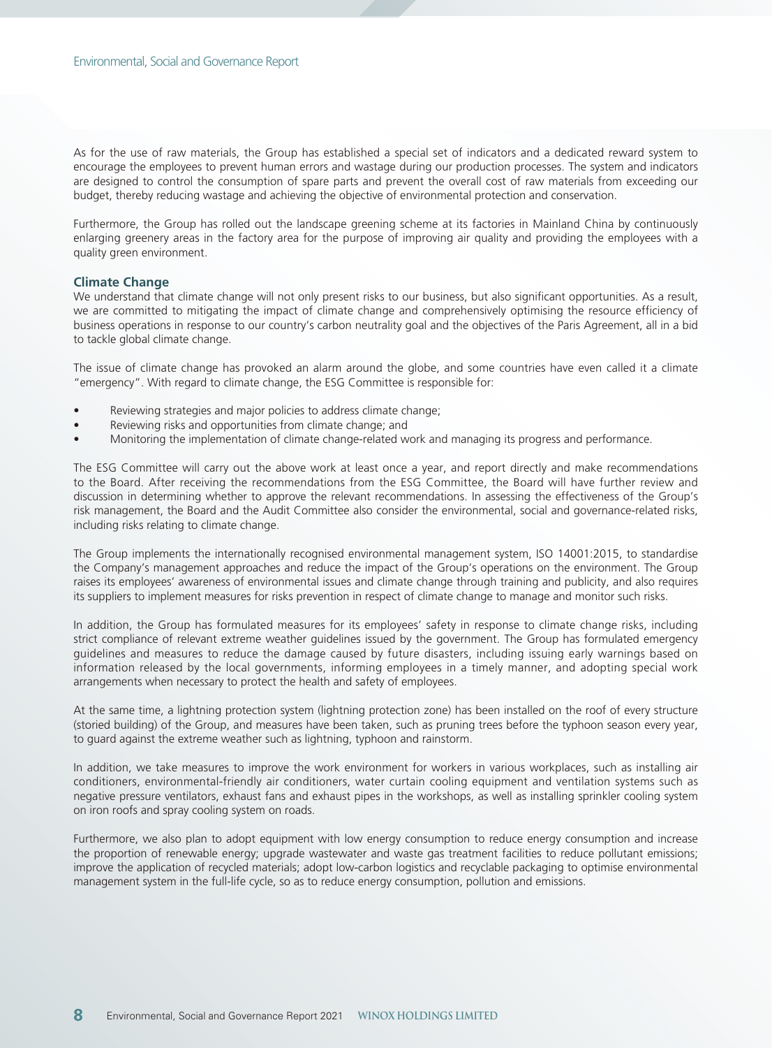As for the use of raw materials, the Group has established a special set of indicators and a dedicated reward system to encourage the employees to prevent human errors and wastage during our production processes. The system and indicators are designed to control the consumption of spare parts and prevent the overall cost of raw materials from exceeding our budget, thereby reducing wastage and achieving the objective of environmental protection and conservation.

Furthermore, the Group has rolled out the landscape greening scheme at its factories in Mainland China by continuously enlarging greenery areas in the factory area for the purpose of improving air quality and providing the employees with a quality green environment.

### Climate Change

We understand that climate change will not only present risks to our business, but also significant opportunities. As a result, we are committed to mitigating the impact of climate change and comprehensively optimising the resource efficiency of business operations in response to our country's carbon neutrality goal and the objectives of the Paris Agreement, all in a bid to tackle global climate change.

The issue of climate change has provoked an alarm around the globe, and some countries have even called it a climate "emergency". With regard to climate change, the ESG Committee is responsible for:

- Reviewing strategies and major policies to address climate change;
- Reviewing risks and opportunities from climate change; and
- Monitoring the implementation of climate change-related work and managing its progress and performance.

The ESG Committee will carry out the above work at least once a year, and report directly and make recommendations to the Board. After receiving the recommendations from the ESG Committee, the Board will have further review and discussion in determining whether to approve the relevant recommendations. In assessing the effectiveness of the Group's risk management, the Board and the Audit Committee also consider the environmental, social and governance-related risks, including risks relating to climate change.

The Group implements the internationally recognised environmental management system, ISO 14001:2015, to standardise the Company's management approaches and reduce the impact of the Group's operations on the environment. The Group raises its employees' awareness of environmental issues and climate change through training and publicity, and also requires its suppliers to implement measures for risks prevention in respect of climate change to manage and monitor such risks.

In addition, the Group has formulated measures for its employees' safety in response to climate change risks, including strict compliance of relevant extreme weather guidelines issued by the government. The Group has formulated emergency guidelines and measures to reduce the damage caused by future disasters, including issuing early warnings based on information released by the local governments, informing employees in a timely manner, and adopting special work arrangements when necessary to protect the health and safety of employees.

At the same time, a lightning protection system (lightning protection zone) has been installed on the roof of every structure (storied building) of the Group, and measures have been taken, such as pruning trees before the typhoon season every year, to guard against the extreme weather such as lightning, typhoon and rainstorm.

In addition, we take measures to improve the work environment for workers in various workplaces, such as installing air conditioners, environmental-friendly air conditioners, water curtain cooling equipment and ventilation systems such as negative pressure ventilators, exhaust fans and exhaust pipes in the workshops, as well as installing sprinkler cooling system on iron roofs and spray cooling system on roads.

Furthermore, we also plan to adopt equipment with low energy consumption to reduce energy consumption and increase the proportion of renewable energy; upgrade wastewater and waste gas treatment facilities to reduce pollutant emissions; improve the application of recycled materials; adopt low-carbon logistics and recyclable packaging to optimise environmental management system in the full-life cycle, so as to reduce energy consumption, pollution and emissions.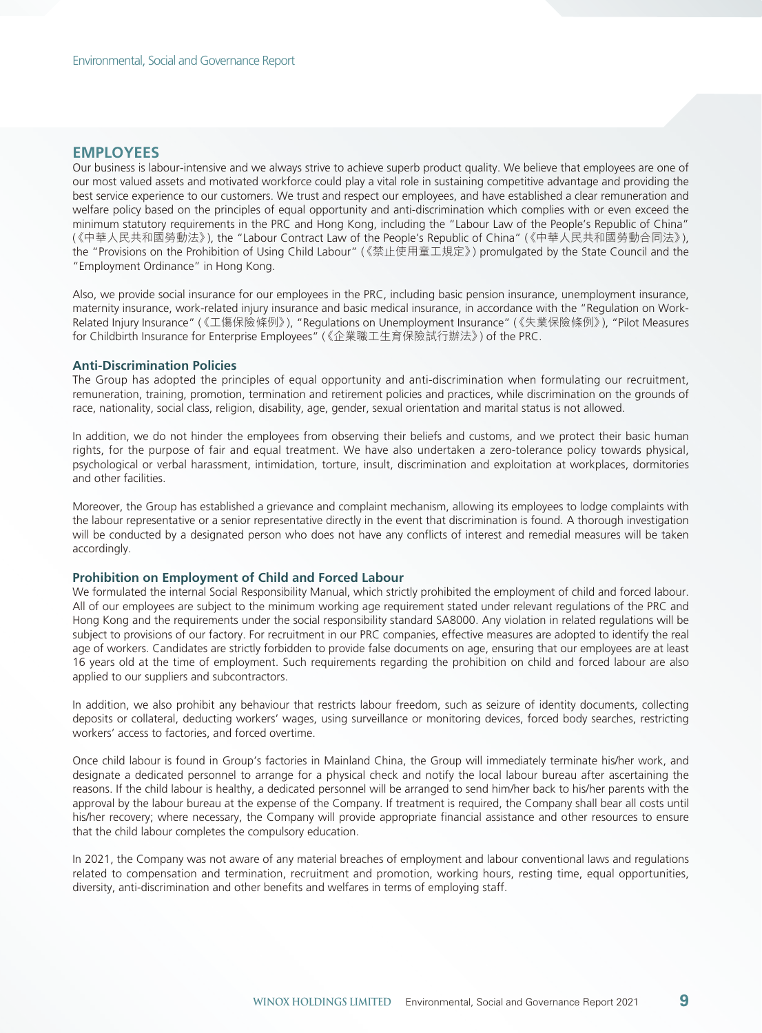## EMPLOYEES

Our business is labour-intensive and we always strive to achieve superb product quality. We believe that employees are one of our most valued assets and motivated workforce could play a vital role in sustaining competitive advantage and providing the best service experience to our customers. We trust and respect our employees, and have established a clear remuneration and welfare policy based on the principles of equal opportunity and anti-discrimination which complies with or even exceed the minimum statutory requirements in the PRC and Hong Kong, including the "Labour Law of the People's Republic of China" (《中華人民共和國勞動法》), the "Labour Contract Law of the People's Republic of China" (《中華人民共和國勞動合同法》), the "Provisions on the Prohibition of Using Child Labour" (《禁止使用童工規定》) promulgated by the State Council and the "Employment Ordinance" in Hong Kong.

Also, we provide social insurance for our employees in the PRC, including basic pension insurance, unemployment insurance, maternity insurance, work-related injury insurance and basic medical insurance, in accordance with the "Regulation on Work-Related Injury Insurance" (《工傷保險條例》), "Regulations on Unemployment Insurance" (《失業保險條例》), "Pilot Measures for Childbirth Insurance for Enterprise Employees" (《企業職工生育保險試行辦法》) of the PRC.

### Anti-Discrimination Policies

The Group has adopted the principles of equal opportunity and anti-discrimination when formulating our recruitment, remuneration, training, promotion, termination and retirement policies and practices, while discrimination on the grounds of race, nationality, social class, religion, disability, age, gender, sexual orientation and marital status is not allowed.

In addition, we do not hinder the employees from observing their beliefs and customs, and we protect their basic human rights, for the purpose of fair and equal treatment. We have also undertaken a zero-tolerance policy towards physical, psychological or verbal harassment, intimidation, torture, insult, discrimination and exploitation at workplaces, dormitories and other facilities.

Moreover, the Group has established a grievance and complaint mechanism, allowing its employees to lodge complaints with the labour representative or a senior representative directly in the event that discrimination is found. A thorough investigation will be conducted by a designated person who does not have any conflicts of interest and remedial measures will be taken accordingly.

### Prohibition on Employment of Child and Forced Labour

We formulated the internal Social Responsibility Manual, which strictly prohibited the employment of child and forced labour. All of our employees are subject to the minimum working age requirement stated under relevant regulations of the PRC and Hong Kong and the requirements under the social responsibility standard SA8000. Any violation in related regulations will be subject to provisions of our factory. For recruitment in our PRC companies, effective measures are adopted to identify the real age of workers. Candidates are strictly forbidden to provide false documents on age, ensuring that our employees are at least 16 years old at the time of employment. Such requirements regarding the prohibition on child and forced labour are also applied to our suppliers and subcontractors.

In addition, we also prohibit any behaviour that restricts labour freedom, such as seizure of identity documents, collecting deposits or collateral, deducting workers' wages, using surveillance or monitoring devices, forced body searches, restricting workers' access to factories, and forced overtime.

Once child labour is found in Group's factories in Mainland China, the Group will immediately terminate his/her work, and designate a dedicated personnel to arrange for a physical check and notify the local labour bureau after ascertaining the reasons. If the child labour is healthy, a dedicated personnel will be arranged to send him/her back to his/her parents with the approval by the labour bureau at the expense of the Company. If treatment is required, the Company shall bear all costs until his/her recovery; where necessary, the Company will provide appropriate financial assistance and other resources to ensure that the child labour completes the compulsory education.

In 2021, the Company was not aware of any material breaches of employment and labour conventional laws and regulations related to compensation and termination, recruitment and promotion, working hours, resting time, equal opportunities, diversity, anti-discrimination and other benefits and welfares in terms of employing staff.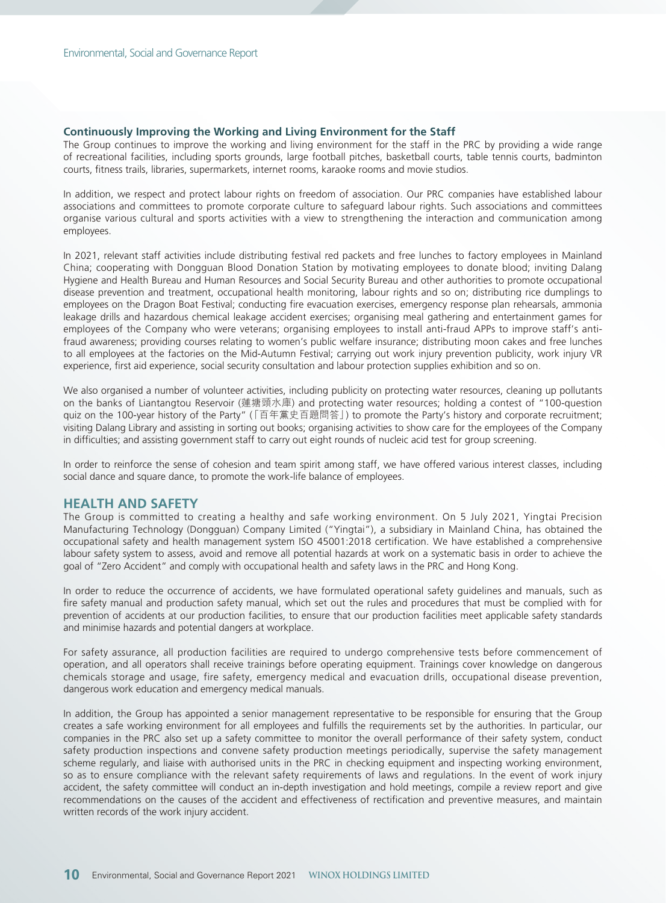### Continuously Improving the Working and Living Environment for the Staff

The Group continues to improve the working and living environment for the staff in the PRC by providing a wide range of recreational facilities, including sports grounds, large football pitches, basketball courts, table tennis courts, badminton courts, fitness trails, libraries, supermarkets, internet rooms, karaoke rooms and movie studios.

In addition, we respect and protect labour rights on freedom of association. Our PRC companies have established labour associations and committees to promote corporate culture to safeguard labour rights. Such associations and committees organise various cultural and sports activities with a view to strengthening the interaction and communication among employees.

In 2021, relevant staff activities include distributing festival red packets and free lunches to factory employees in Mainland China; cooperating with Dongguan Blood Donation Station by motivating employees to donate blood; inviting Dalang Hygiene and Health Bureau and Human Resources and Social Security Bureau and other authorities to promote occupational disease prevention and treatment, occupational health monitoring, labour rights and so on; distributing rice dumplings to employees on the Dragon Boat Festival; conducting fire evacuation exercises, emergency response plan rehearsals, ammonia leakage drills and hazardous chemical leakage accident exercises; organising meal gathering and entertainment games for employees of the Company who were veterans; organising employees to install anti-fraud APPs to improve staff's anti-fraud awareness; providing courses relating to women's public welfare insurance; distributing moon cakes and free lunches to all employees at the factories on the Mid-Autumn Festival; carrying out work injury prevention publicity, work injury VR experience, first aid experience, social security consultation and labour protection supplies exhibition and so on.

We also organised a number of volunteer activities, including publicity on protecting water resources, cleaning up pollutants on the banks of Liantangtou Reservoir (蓮塘頭水庫) and protecting water resources; holding a contest of "100-question quiz on the 100-year history of the Party" (「百年黨史百題問答」) to promote the Party's history and corporate recruitment; visiting Dalang Library and assisting in sorting out books; organising activities to show care for the employees of the Company in difficulties; and assisting government staff to carry out eight rounds of nucleic acid test for group screening.

In order to reinforce the sense of cohesion and team spirit among staff, we have offered various interest classes, including social dance and square dance, to promote the work-life balance of employees.

## HEALTH AND SAFETY

The Group is committed to creating a healthy and safe working environment. On 5 July 2021, Yingtai Precision Manufacturing Technology (Dongguan) Company Limited ("Yingtai"), a subsidiary in Mainland China, has obtained the occupational safety and health management system ISO 45001:2018 certification. We have established a comprehensive labour safety system to assess, avoid and remove all potential hazards at work on a systematic basis in order to achieve the goal of "Zero Accident" and comply with occupational health and safety laws in the PRC and Hong Kong.

In order to reduce the occurrence of accidents, we have formulated operational safety guidelines and manuals, such as fire safety manual and production safety manual, which set out the rules and procedures that must be complied with for prevention of accidents at our production facilities, to ensure that our production facilities meet applicable safety standards and minimise hazards and potential dangers at workplace.

For safety assurance, all production facilities are required to undergo comprehensive tests before commencement of operation, and all operators shall receive trainings before operating equipment. Trainings cover knowledge on dangerous chemicals storage and usage, fire safety, emergency medical and evacuation drills, occupational disease prevention, dangerous work education and emergency medical manuals.

In addition, the Group has appointed a senior management representative to be responsible for ensuring that the Group creates a safe working environment for all employees and fulfills the requirements set by the authorities. In particular, our companies in the PRC also set up a safety committee to monitor the overall performance of their safety system, conduct safety production inspections and convene safety production meetings periodically, supervise the safety management scheme regularly, and liaise with authorised units in the PRC in checking equipment and inspecting working environment, so as to ensure compliance with the relevant safety requirements of laws and regulations. In the event of work injury accident, the safety committee will conduct an in-depth investigation and hold meetings, compile a review report and give recommendations on the causes of the accident and effectiveness of rectification and preventive measures, and maintain written records of the work injury accident.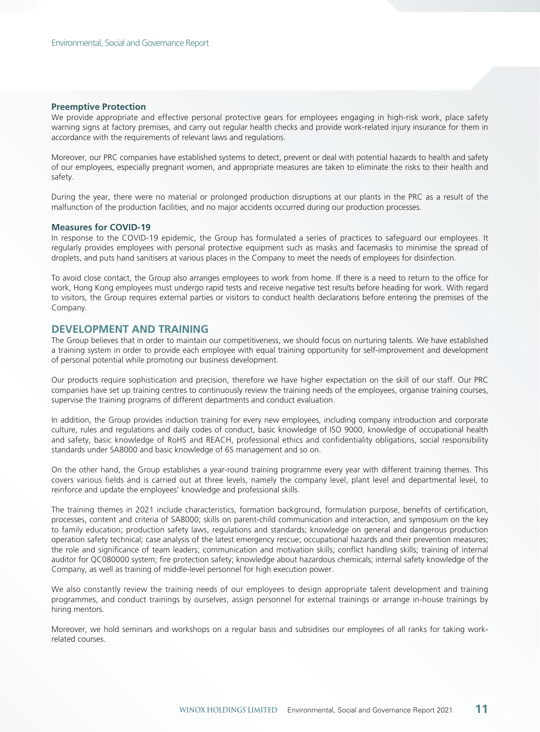### Preemptive Protection

We provide appropriate and effective personal protective gears for employees engaging in high-risk work, place safety warning signs at factory premises, and carry out regular health checks and provide work-related injury insurance for them in accordance with the requirements of relevant laws and regulations.

Moreover, our PRC companies have established systems to detect, prevent or deal with potential hazards to health and safety of our employees, especially pregnant women, and appropriate measures are taken to eliminate the risks to their health and safety.

During the year, there were no material or prolonged production disruptions at our plants in the PRC as a result of the malfunction of the production facilities, and no major accidents occurred during our production processes.

### Measures for COVID-19

In response to the COVID-19 epidemic, the Group has formulated a series of practices to safeguard our employees. It regularly provides employees with personal protective equipment such as masks and facemasks to minimise the spread of droplets, and puts hand sanitisers at various places in the Company to meet the needs of employees for disinfection.

To avoid close contact, the Group also arranges employees to work from home. If there is a need to return to the office for work, Hong Kong employees must undergo rapid tests and receive negative test results before heading for work. With regard to visitors, the Group requires external parties or visitors to conduct health declarations before entering the premises of the Company.

## DEVELOPMENT AND TRAINING

The Group believes that in order to maintain our competitiveness, we should focus on nurturing talents. We have established a training system in order to provide each employee with equal training opportunity for self-improvement and development of personal potential while promoting our business development.

Our products require sophistication and precision, therefore we have higher expectation on the skill of our staff. Our PRC companies have set up training centres to continuously review the training needs of the employees, organise training courses, supervise the training programs of different departments and conduct evaluation.

In addition, the Group provides induction training for every new employees, including company introduction and corporate culture, rules and regulations and daily codes of conduct, basic knowledge of ISO 9000, knowledge of occupational health and safety, basic knowledge of RoHS and REACH, professional ethics and confidentiality obligations, social responsibility standards under SA8000 and basic knowledge of 6S management and so on.

On the other hand, the Group establishes a year-round training programme every year with different training themes. This covers various fields and is carried out at three levels, namely the company level, plant level and departmental level, to reinforce and update the employees' knowledge and professional skills.

The training themes in 2021 include characteristics, formation background, formulation purpose, benefits of certification, processes, content and criteria of SA8000; skills on parent-child communication and interaction, and symposium on the key to family education; production safety laws, regulations and standards; knowledge on general and dangerous production operation safety technical; case analysis of the latest emergency rescue; occupational hazards and their prevention measures; the role and significance of team leaders; communication and motivation skills; conflict handling skills; training of internal auditor for QC080000 system; fire protection safety; knowledge about hazardous chemicals; internal safety knowledge of the Company, as well as training of middle-level personnel for high execution power.

We also constantly review the training needs of our employees to design appropriate talent development and training programmes, and conduct trainings by ourselves, assign personnel for external trainings or arrange in-house trainings by hiring mentors.

Moreover, we hold seminars and workshops on a regular basis and subsidises our employees of all ranks for taking work-related courses.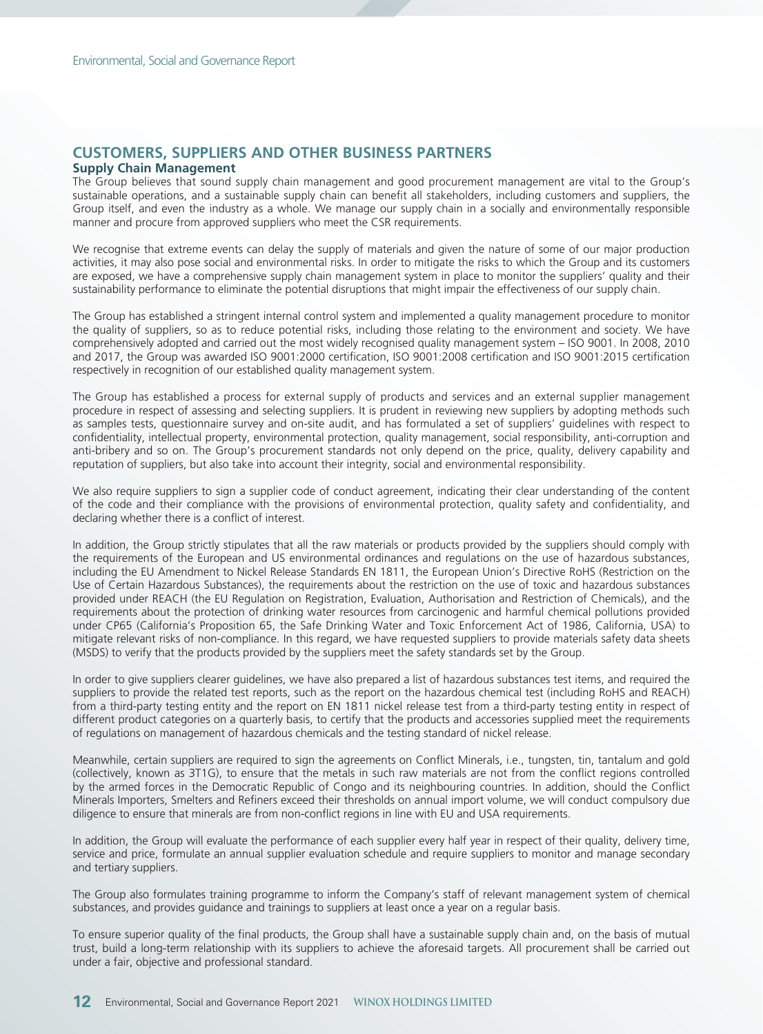## CUSTOMERS, SUPPLIERS AND OTHER BUSINESS PARTNERS

### Supply Chain Management

The Group believes that sound supply chain management and good procurement management are vital to the Group's sustainable operations, and a sustainable supply chain can benefit all stakeholders, including customers and suppliers, the Group itself, and even the industry as a whole. We manage our supply chain in a socially and environmentally responsible manner and procure from approved suppliers who meet the CSR requirements.

We recognise that extreme events can delay the supply of materials and given the nature of some of our major production activities, it may also pose social and environmental risks. In order to mitigate the risks to which the Group and its customers are exposed, we have a comprehensive supply chain management system in place to monitor the suppliers' quality and their sustainability performance to eliminate the potential disruptions that might impair the effectiveness of our supply chain.

The Group has established a stringent internal control system and implemented a quality management procedure to monitor the quality of suppliers, so as to reduce potential risks, including those relating to the environment and society. We have comprehensively adopted and carried out the most widely recognised quality management system – ISO 9001. In 2008, 2010 and 2017, the Group was awarded ISO 9001:2000 certification, ISO 9001:2008 certification and ISO 9001:2015 certification respectively in recognition of our established quality management system.

The Group has established a process for external supply of products and services and an external supplier management procedure in respect of assessing and selecting suppliers. It is prudent in reviewing new suppliers by adopting methods such as samples tests, questionnaire survey and on-site audit, and has formulated a set of suppliers' guidelines with respect to confidentiality, intellectual property, environmental protection, quality management, social responsibility, anti-corruption and anti-bribery and so on. The Group's procurement standards not only depend on the price, quality, delivery capability and reputation of suppliers, but also take into account their integrity, social and environmental responsibility.

We also require suppliers to sign a supplier code of conduct agreement, indicating their clear understanding of the content of the code and their compliance with the provisions of environmental protection, quality safety and confidentiality, and declaring whether there is a conflict of interest.

In addition, the Group strictly stipulates that all the raw materials or products provided by the suppliers should comply with the requirements of the European and US environmental ordinances and regulations on the use of hazardous substances, including the EU Amendment to Nickel Release Standards EN 1811, the European Union's Directive RoHS (Restriction on the Use of Certain Hazardous Substances), the requirements about the restriction on the use of toxic and hazardous substances provided under REACH (the EU Regulation on Registration, Evaluation, Authorisation and Restriction of Chemicals), and the requirements about the protection of drinking water resources from carcinogenic and harmful chemical pollutions provided under CP65 (California's Proposition 65, the Safe Drinking Water and Toxic Enforcement Act of 1986, California, USA) to mitigate relevant risks of non-compliance. In this regard, we have requested suppliers to provide materials safety data sheets (MSDS) to verify that the products provided by the suppliers meet the safety standards set by the Group.

In order to give suppliers clearer guidelines, we have also prepared a list of hazardous substances test items, and required the suppliers to provide the related test reports, such as the report on the hazardous chemical test (including RoHS and REACH) from a third-party testing entity and the report on EN 1811 nickel release test from a third-party testing entity in respect of different product categories on a quarterly basis, to certify that the products and accessories supplied meet the requirements of regulations on management of hazardous chemicals and the testing standard of nickel release.

Meanwhile, certain suppliers are required to sign the agreements on Conflict Minerals, i.e., tungsten, tin, tantalum and gold (collectively, known as 3T1G), to ensure that the metals in such raw materials are not from the conflict regions controlled by the armed forces in the Democratic Republic of Congo and its neighbouring countries. In addition, should the Conflict Minerals Importers, Smelters and Refiners exceed their thresholds on annual import volume, we will conduct compulsory due diligence to ensure that minerals are from non-conflict regions in line with EU and USA requirements.

In addition, the Group will evaluate the performance of each supplier every half year in respect of their quality, delivery time, service and price, formulate an annual supplier evaluation schedule and require suppliers to monitor and manage secondary and tertiary suppliers.

The Group also formulates training programme to inform the Company's staff of relevant management system of chemical substances, and provides guidance and trainings to suppliers at least once a year on a regular basis.

To ensure superior quality of the final products, the Group shall have a sustainable supply chain and, on the basis of mutual trust, build a long-term relationship with its suppliers to achieve the aforesaid targets. All procurement shall be carried out under a fair, objective and professional standard.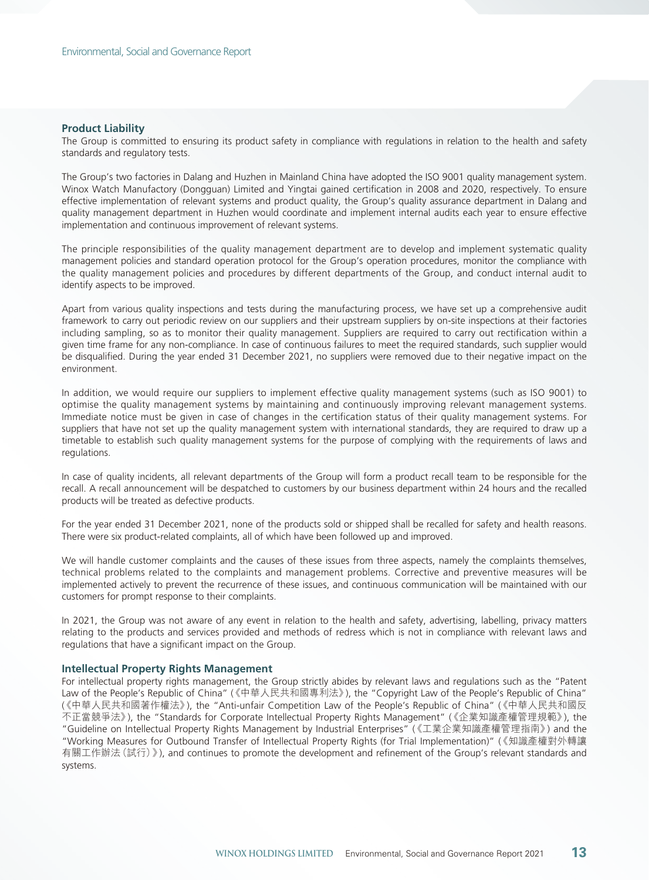## Product Liability

The Group is committed to ensuring its product safety in compliance with regulations in relation to the health and safety standards and regulatory tests.

The Group's two factories in Dalang and Huzhen in Mainland China have adopted the ISO 9001 quality management system. Winox Watch Manufactory (Dongguan) Limited and Yingtai gained certification in 2008 and 2020, respectively. To ensure effective implementation of relevant systems and product quality, the Group's quality assurance department in Dalang and quality management department in Huzhen would coordinate and implement internal audits each year to ensure effective implementation and continuous improvement of relevant systems.

The principle responsibilities of the quality management department are to develop and implement systematic quality management policies and standard operation protocol for the Group's operation procedures, monitor the compliance with the quality management policies and procedures by different departments of the Group, and conduct internal audit to identify aspects to be improved.

Apart from various quality inspections and tests during the manufacturing process, we have set up a comprehensive audit framework to carry out periodic review on our suppliers and their upstream suppliers by on-site inspections at their factories including sampling, so as to monitor their quality management. Suppliers are required to carry out rectification within a given time frame for any non-compliance. In case of continuous failures to meet the required standards, such supplier would be disqualified. During the year ended 31 December 2021, no suppliers were removed due to their negative impact on the environment.

In addition, we would require our suppliers to implement effective quality management systems (such as ISO 9001) to optimise the quality management systems by maintaining and continuously improving relevant management systems. Immediate notice must be given in case of changes in the certification status of their quality management systems. For suppliers that have not set up the quality management system with international standards, they are required to draw up a timetable to establish such quality management systems for the purpose of complying with the requirements of laws and regulations.

In case of quality incidents, all relevant departments of the Group will form a product recall team to be responsible for the recall. A recall announcement will be despatched to customers by our business department within 24 hours and the recalled products will be treated as defective products.

For the year ended 31 December 2021, none of the products sold or shipped shall be recalled for safety and health reasons. There were six product-related complaints, all of which have been followed up and improved.

We will handle customer complaints and the causes of these issues from three aspects, namely the complaints themselves, technical problems related to the complaints and management problems. Corrective and preventive measures will be implemented actively to prevent the recurrence of these issues, and continuous communication will be maintained with our customers for prompt response to their complaints.

In 2021, the Group was not aware of any event in relation to the health and safety, advertising, labelling, privacy matters relating to the products and services provided and methods of redress which is not in compliance with relevant laws and regulations that have a significant impact on the Group.

## Intellectual Property Rights Management

For intellectual property rights management, the Group strictly abides by relevant laws and regulations such as the "Patent Law of the People's Republic of China" (《中華人民共和國專利法》), the "Copyright Law of the People's Republic of China" (《中華人民共和國著作權法》), the "Anti-unfair Competition Law of the People's Republic of China" (《中華人民共和國反不正當競爭法》), the "Standards for Corporate Intellectual Property Rights Management" (《企業知識產權管理規範》), the "Guideline on Intellectual Property Rights Management by Industrial Enterprises" (《工業企業知識產權管理指南》) and the "Working Measures for Outbound Transfer of Intellectual Property Rights (for Trial Implementation)" (《知識產權對外轉讓有關工作辦法(試行)》), and continues to promote the development and refinement of the Group's relevant standards and systems.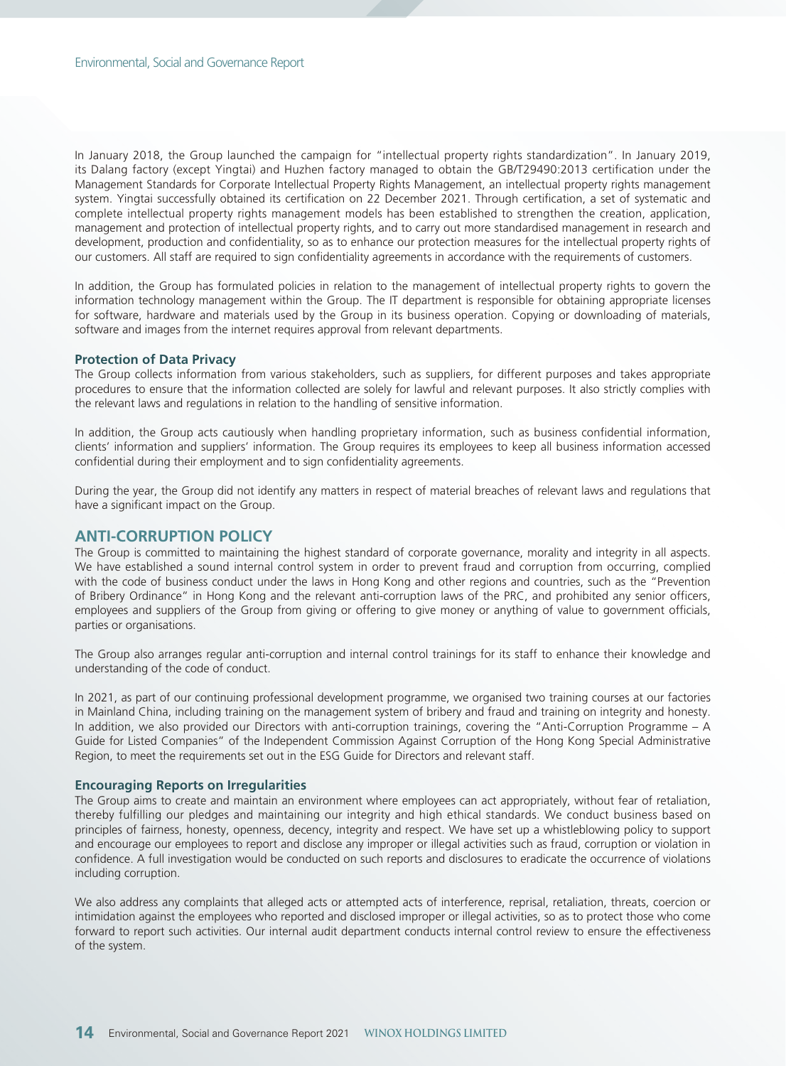In January 2018, the Group launched the campaign for "intellectual property rights standardization". In January 2019, its Dalang factory (except Yingtai) and Huzhen factory managed to obtain the GB/T29490:2013 certification under the Management Standards for Corporate Intellectual Property Rights Management, an intellectual property rights management system. Yingtai successfully obtained its certification on 22 December 2021. Through certification, a set of systematic and complete intellectual property rights management models has been established to strengthen the creation, application, management and protection of intellectual property rights, and to carry out more standardised management in research and development, production and confidentiality, so as to enhance our protection measures for the intellectual property rights of our customers. All staff are required to sign confidentiality agreements in accordance with the requirements of customers.

In addition, the Group has formulated policies in relation to the management of intellectual property rights to govern the information technology management within the Group. The IT department is responsible for obtaining appropriate licenses for software, hardware and materials used by the Group in its business operation. Copying or downloading of materials, software and images from the internet requires approval from relevant departments.

### Protection of Data Privacy

The Group collects information from various stakeholders, such as suppliers, for different purposes and takes appropriate procedures to ensure that the information collected are solely for lawful and relevant purposes. It also strictly complies with the relevant laws and regulations in relation to the handling of sensitive information.

In addition, the Group acts cautiously when handling proprietary information, such as business confidential information, clients' information and suppliers' information. The Group requires its employees to keep all business information accessed confidential during their employment and to sign confidentiality agreements.

During the year, the Group did not identify any matters in respect of material breaches of relevant laws and regulations that have a significant impact on the Group.

## ANTI-CORRUPTION POLICY

The Group is committed to maintaining the highest standard of corporate governance, morality and integrity in all aspects. We have established a sound internal control system in order to prevent fraud and corruption from occurring, complied with the code of business conduct under the laws in Hong Kong and other regions and countries, such as the "Prevention of Bribery Ordinance" in Hong Kong and the relevant anti-corruption laws of the PRC, and prohibited any senior officers, employees and suppliers of the Group from giving or offering to give money or anything of value to government officials, parties or organisations.

The Group also arranges regular anti-corruption and internal control trainings for its staff to enhance their knowledge and understanding of the code of conduct.

In 2021, as part of our continuing professional development programme, we organised two training courses at our factories in Mainland China, including training on the management system of bribery and fraud and training on integrity and honesty. In addition, we also provided our Directors with anti-corruption trainings, covering the "Anti-Corruption Programme – A Guide for Listed Companies" of the Independent Commission Against Corruption of the Hong Kong Special Administrative Region, to meet the requirements set out in the ESG Guide for Directors and relevant staff.

### Encouraging Reports on Irregularities

The Group aims to create and maintain an environment where employees can act appropriately, without fear of retaliation, thereby fulfilling our pledges and maintaining our integrity and high ethical standards. We conduct business based on principles of fairness, honesty, openness, decency, integrity and respect. We have set up a whistleblowing policy to support and encourage our employees to report and disclose any improper or illegal activities such as fraud, corruption or violation in confidence. A full investigation would be conducted on such reports and disclosures to eradicate the occurrence of violations including corruption.

We also address any complaints that alleged acts or attempted acts of interference, reprisal, retaliation, threats, coercion or intimidation against the employees who reported and disclosed improper or illegal activities, so as to protect those who come forward to report such activities. Our internal audit department conducts internal control review to ensure the effectiveness of the system.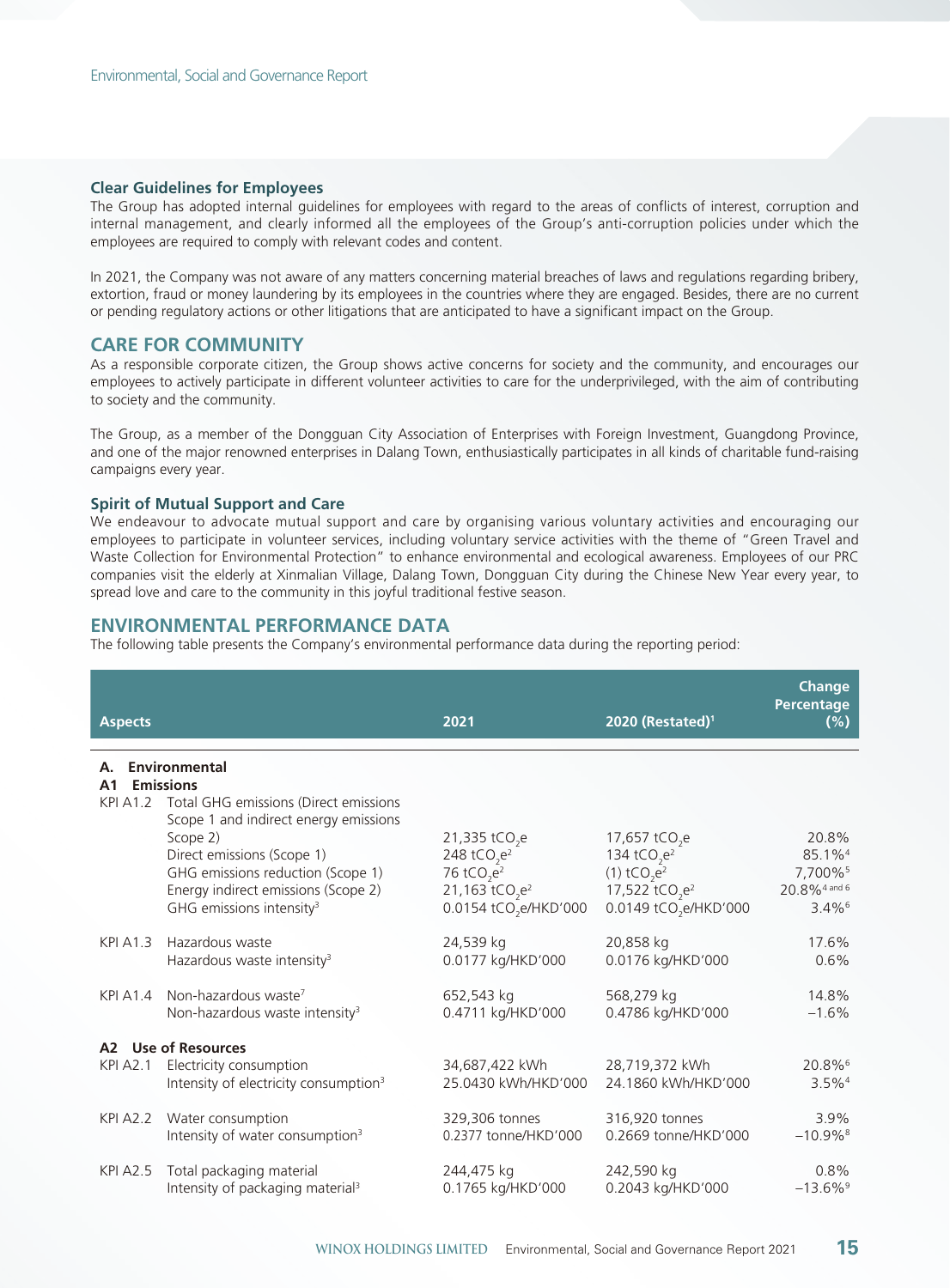### Clear Guidelines for Employees

The Group has adopted internal guidelines for employees with regard to the areas of conflicts of interest, corruption and internal management, and clearly informed all the employees of the Group's anti-corruption policies under which the employees are required to comply with relevant codes and content.

In 2021, the Company was not aware of any matters concerning material breaches of laws and regulations regarding bribery, extortion, fraud or money laundering by its employees in the countries where they are engaged. Besides, there are no current or pending regulatory actions or other litigations that are anticipated to have a significant impact on the Group.

## CARE FOR COMMUNITY

As a responsible corporate citizen, the Group shows active concerns for society and the community, and encourages our employees to actively participate in different volunteer activities to care for the underprivileged, with the aim of contributing to society and the community.

The Group, as a member of the Dongguan City Association of Enterprises with Foreign Investment, Guangdong Province, and one of the major renowned enterprises in Dalang Town, enthusiastically participates in all kinds of charitable fund-raising campaigns every year.

### Spirit of Mutual Support and Care

We endeavour to advocate mutual support and care by organising various voluntary activities and encouraging our employees to participate in volunteer services, including voluntary service activities with the theme of "Green Travel and Waste Collection for Environmental Protection" to enhance environmental and ecological awareness. Employees of our PRC companies visit the elderly at Xinmalian Village, Dalang Town, Dongguan City during the Chinese New Year every year, to spread love and care to the community in this joyful traditional festive season.

## ENVIRONMENTAL PERFORMANCE DATA

The following table presents the Company's environmental performance data during the reporting period:

| Aspects | | 2021 | 2020 (Restated)[1] | Change Percentage (%) |
|---|---|---|---|---|
| **A. Environmental** | | | | |
| **A1 Emissions** | | | | |
| KPI A1.2 | Total GHG emissions (Direct emissions Scope 1 and indirect energy emissions Scope 2) | 21,335 $tCO_2e$ | 17,657 $tCO_2e$ | 20.8% |
| | Direct emissions (Scope 1) | 248 $tCO_2e$[2] | 134 $tCO_2e$[2] | 85.1%[4] |
| | GHG emissions reduction (Scope 1) | 76 $tCO_2e$[2] | (1) $tCO_2e$[2] | 7,700%[5] |
| | Energy indirect emissions (Scope 2) | 21,163 $tCO_2e$[2] | 17,522 $tCO_2e$[2] | 20.8%[4 and 6] |
| | GHG emissions intensity[3] | 0.0154 $tCO_2e$/HKD'000 | 0.0149 $tCO_2e$/HKD'000 | 3.4%[6] |
| KPI A1.3 | Hazardous waste | 24,539 kg | 20,858 kg | 17.6% |
| | Hazardous waste intensity[3] | 0.0177 kg/HKD'000 | 0.0176 kg/HKD'000 | 0.6% |
| KPI A1.4 | Non-hazardous waste[7] | 652,543 kg | 568,279 kg | 14.8% |
| | Non-hazardous waste intensity[3] | 0.4711 kg/HKD'000 | 0.4786 kg/HKD'000 | −1.6% |
| **A2 Use of Resources** | | | | |
| KPI A2.1 | Electricity consumption | 34,687,422 kWh | 28,719,372 kWh | 20.8%[6] |
| | Intensity of electricity consumption[3] | 25.0430 kWh/HKD'000 | 24.1860 kWh/HKD'000 | 3.5%[4] |
| KPI A2.2 | Water consumption | 329,306 tonnes | 316,920 tonnes | 3.9% |
| | Intensity of water consumption[3] | 0.2377 tonne/HKD'000 | 0.2669 tonne/HKD'000 | −10.9%[8] |
| KPI A2.5 | Total packaging material | 244,475 kg | 242,590 kg | 0.8% |
| | Intensity of packaging material[3] | 0.1765 kg/HKD'000 | 0.2043 kg/HKD'000 | −13.6%[9] |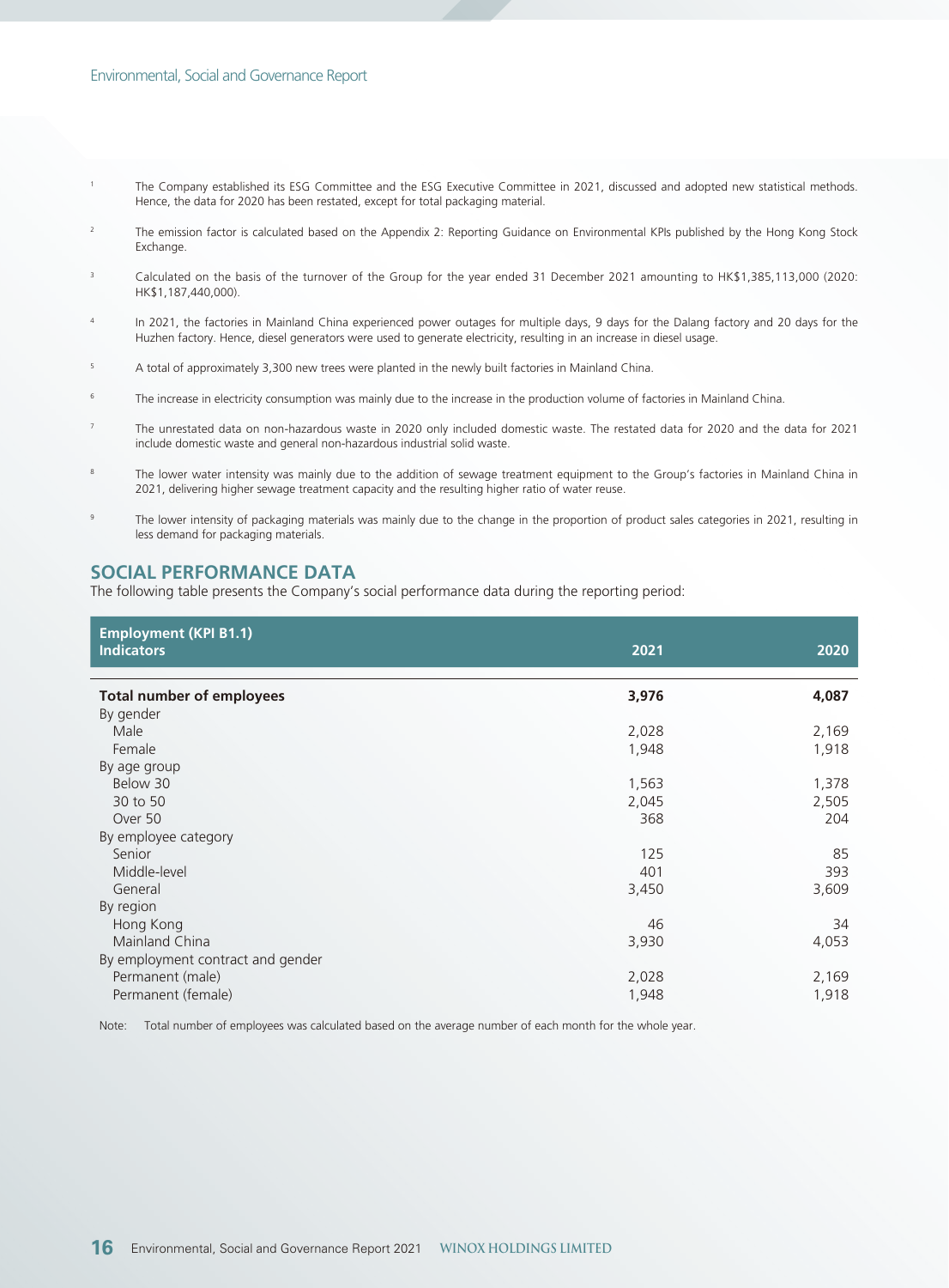1 The Company established its ESG Committee and the ESG Executive Committee in 2021, discussed and adopted new statistical methods. Hence, the data for 2020 has been restated, except for total packaging material.

2 The emission factor is calculated based on the Appendix 2: Reporting Guidance on Environmental KPIs published by the Hong Kong Stock Exchange.

3 Calculated on the basis of the turnover of the Group for the year ended 31 December 2021 amounting to HK$1,385,113,000 (2020: HK$1,187,440,000).

4 In 2021, the factories in Mainland China experienced power outages for multiple days, 9 days for the Dalang factory and 20 days for the Huzhen factory. Hence, diesel generators were used to generate electricity, resulting in an increase in diesel usage.

5 A total of approximately 3,300 new trees were planted in the newly built factories in Mainland China.

6 The increase in electricity consumption was mainly due to the increase in the production volume of factories in Mainland China.

7 The unrestated data on non-hazardous waste in 2020 only included domestic waste. The restated data for 2020 and the data for 2021 include domestic waste and general non-hazardous industrial solid waste.

8 The lower water intensity was mainly due to the addition of sewage treatment equipment to the Group's factories in Mainland China in 2021, delivering higher sewage treatment capacity and the resulting higher ratio of water reuse.

9 The lower intensity of packaging materials was mainly due to the change in the proportion of product sales categories in 2021, resulting in less demand for packaging materials.

## SOCIAL PERFORMANCE DATA

The following table presents the Company's social performance data during the reporting period:

| Employment (KPI B1.1) Indicators | 2021 | 2020 |
|---|---|---|
| **Total number of employees** | **3,976** | **4,087** |
| By gender | | |
| Male | 2,028 | 2,169 |
| Female | 1,948 | 1,918 |
| By age group | | |
| Below 30 | 1,563 | 1,378 |
| 30 to 50 | 2,045 | 2,505 |
| Over 50 | 368 | 204 |
| By employee category | | |
| Senior | 125 | 85 |
| Middle-level | 401 | 393 |
| General | 3,450 | 3,609 |
| By region | | |
| Hong Kong | 46 | 34 |
| Mainland China | 3,930 | 4,053 |
| By employment contract and gender | | |
| Permanent (male) | 2,028 | 2,169 |
| Permanent (female) | 1,948 | 1,918 |

Note: Total number of employees was calculated based on the average number of each month for the whole year.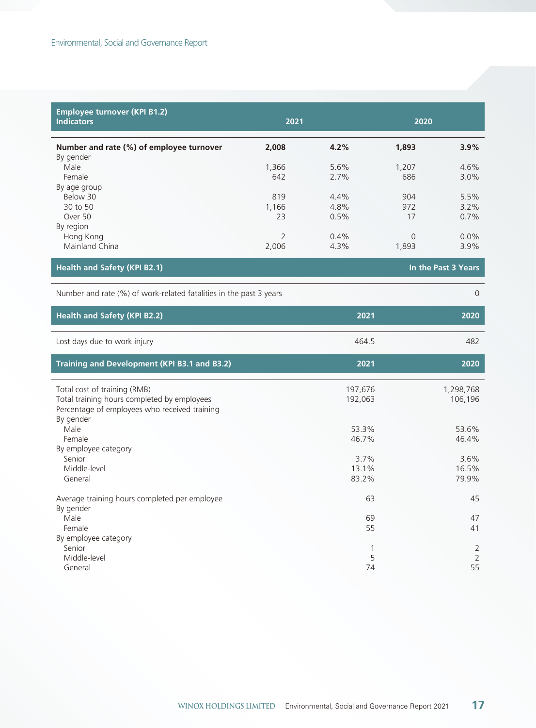| Employee turnover (KPI B1.2) Indicators | 2021 | | 2020 | |
|---|---|---|---|---|
| **Number and rate (%) of employee turnover** | **2,008** | **4.2%** | **1,893** | **3.9%** |
| By gender | | | | |
| Male | 1,366 | 5.6% | 1,207 | 4.6% |
| Female | 642 | 2.7% | 686 | 3.0% |
| By age group | | | | |
| Below 30 | 819 | 4.4% | 904 | 5.5% |
| 30 to 50 | 1,166 | 4.8% | 972 | 3.2% |
| Over 50 | 23 | 0.5% | 17 | 0.7% |
| By region | | | | |
| Hong Kong | 2 | 0.4% | 0 | 0.0% |
| Mainland China | 2,006 | 4.3% | 1,893 | 3.9% |

| Health and Safety (KPI B2.1) | In the Past 3 Years |
|---|---|
| Number and rate (%) of work-related fatalities in the past 3 years | 0 |

| Health and Safety (KPI B2.2) | 2021 | 2020 |
|---|---|---|
| Lost days due to work injury | 464.5 | 482 |

| Training and Development (KPI B3.1 and B3.2) | 2021 | 2020 |
|---|---|---|
| Total cost of training (RMB) | 197,676 | 1,298,768 |
| Total training hours completed by employees | 192,063 | 106,196 |
| Percentage of employees who received training | | |
| By gender | | |
| Male | 53.3% | 53.6% |
| Female | 46.7% | 46.4% |
| By employee category | | |
| Senior | 3.7% | 3.6% |
| Middle-level | 13.1% | 16.5% |
| General | 83.2% | 79.9% |
| Average training hours completed per employee | 63 | 45 |
| By gender | | |
| Male | 69 | 47 |
| Female | 55 | 41 |
| By employee category | | |
| Senior | 1 | 2 |
| Middle-level | 5 | 2 |
| General | 74 | 55 |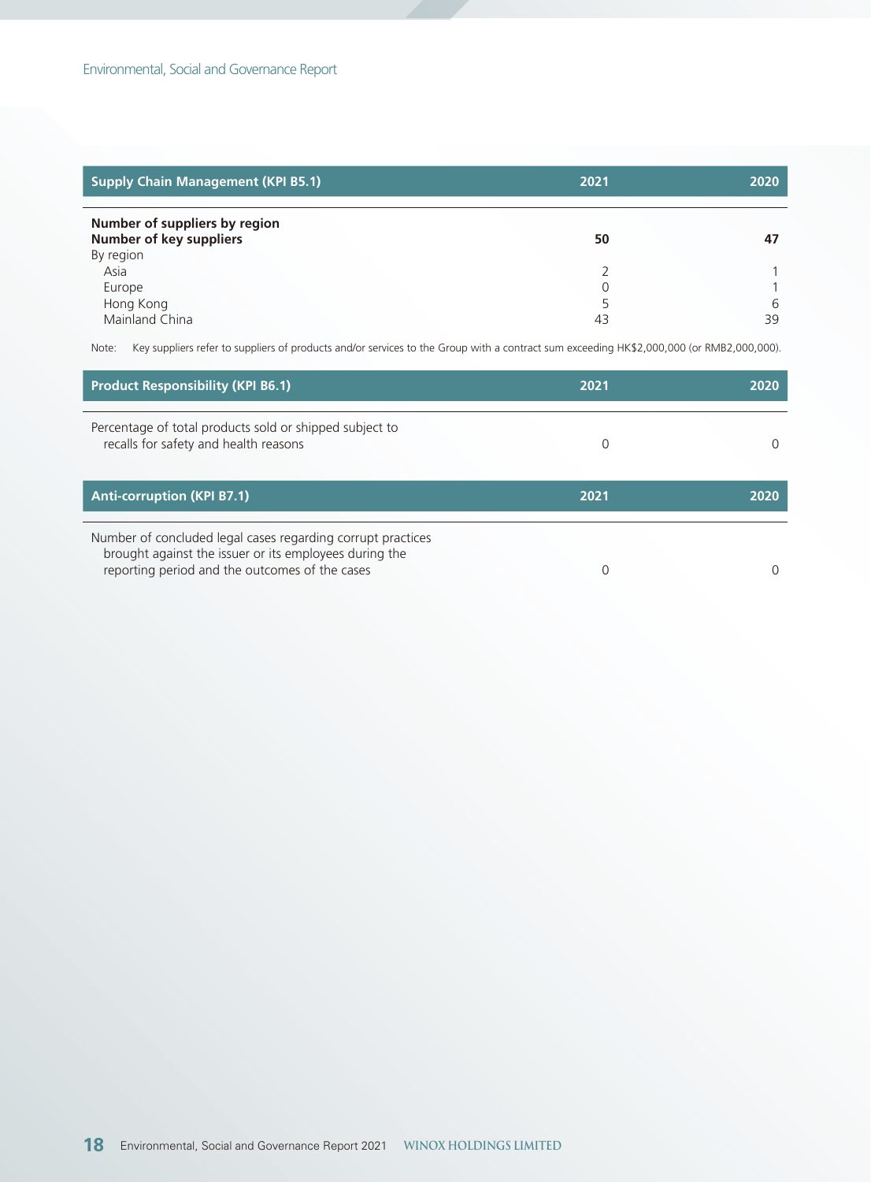| Supply Chain Management (KPI B5.1) | 2021 | 2020 |
|---|---|---|
| **Number of suppliers by region** | | |
| **Number of key suppliers** | **50** | **47** |
| By region | | |
| Asia | 2 | 1 |
| Europe | 0 | 1 |
| Hong Kong | 5 | 6 |
| Mainland China | 43 | 39 |

Note: Key suppliers refer to suppliers of products and/or services to the Group with a contract sum exceeding HK$2,000,000 (or RMB2,000,000).

| Product Responsibility (KPI B6.1) | 2021 | 2020 |
|---|---|---|
| Percentage of total products sold or shipped subject to recalls for safety and health reasons | 0 | 0 |

| Anti-corruption (KPI B7.1) | 2021 | 2020 |
|---|---|---|
| Number of concluded legal cases regarding corrupt practices brought against the issuer or its employees during the reporting period and the outcomes of the cases | 0 | 0 |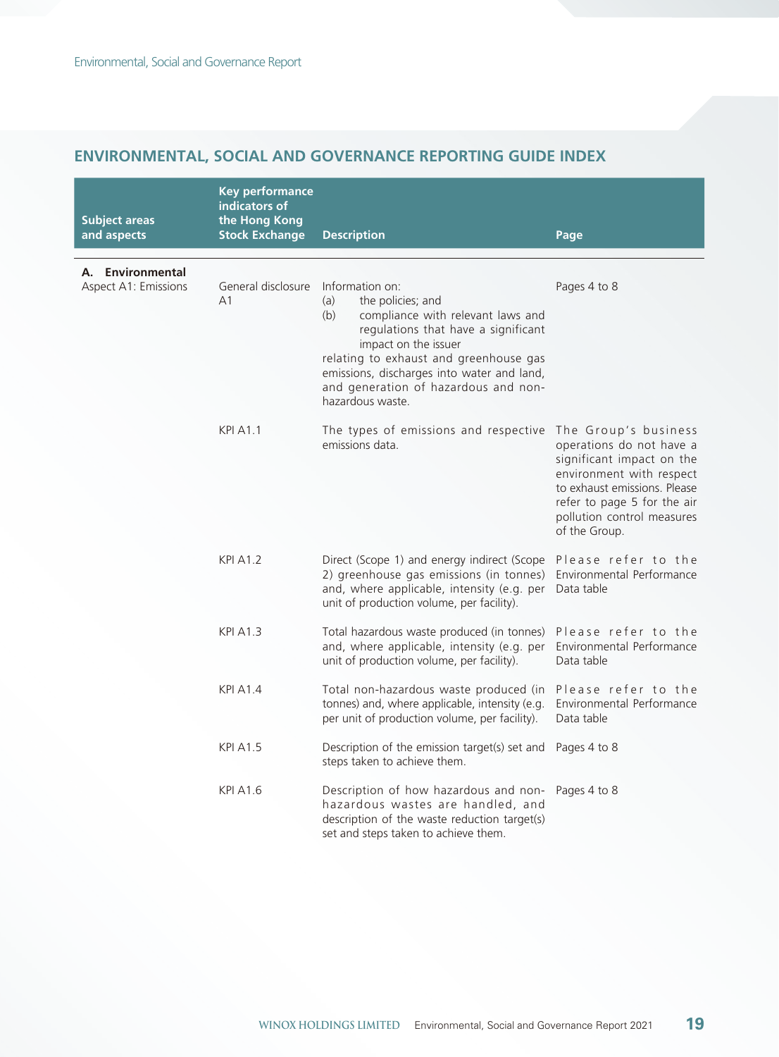## ENVIRONMENTAL, SOCIAL AND GOVERNANCE REPORTING GUIDE INDEX

| Subject areas and aspects | Key performance indicators of the Hong Kong Stock Exchange | Description | Page |
|---|---|---|---|
| **A. Environmental** Aspect A1: Emissions | General disclosure A1 | Information on: (a) the policies; and (b) compliance with relevant laws and regulations that have a significant impact on the issuer relating to exhaust and greenhouse gas emissions, discharges into water and land, and generation of hazardous and non-hazardous waste. | Pages 4 to 8 |
| | KPI A1.1 | The types of emissions and respective emissions data. | The Group's business operations do not have a significant impact on the environment with respect to exhaust emissions. Please refer to page 5 for the air pollution control measures of the Group. |
| | KPI A1.2 | Direct (Scope 1) and energy indirect (Scope 2) greenhouse gas emissions (in tonnes) and, where applicable, intensity (e.g. per unit of production volume, per facility). | Please refer to the Environmental Performance Data table |
| | KPI A1.3 | Total hazardous waste produced (in tonnes) and, where applicable, intensity (e.g. per unit of production volume, per facility). | Please refer to the Environmental Performance Data table |
| | KPI A1.4 | Total non-hazardous waste produced (in tonnes) and, where applicable, intensity (e.g. per unit of production volume, per facility). | Please refer to the Environmental Performance Data table |
| | KPI A1.5 | Description of the emission target(s) set and steps taken to achieve them. | Pages 4 to 8 |
| | KPI A1.6 | Description of how hazardous and non-hazardous wastes are handled, and description of the waste reduction target(s) set and steps taken to achieve them. | Pages 4 to 8 |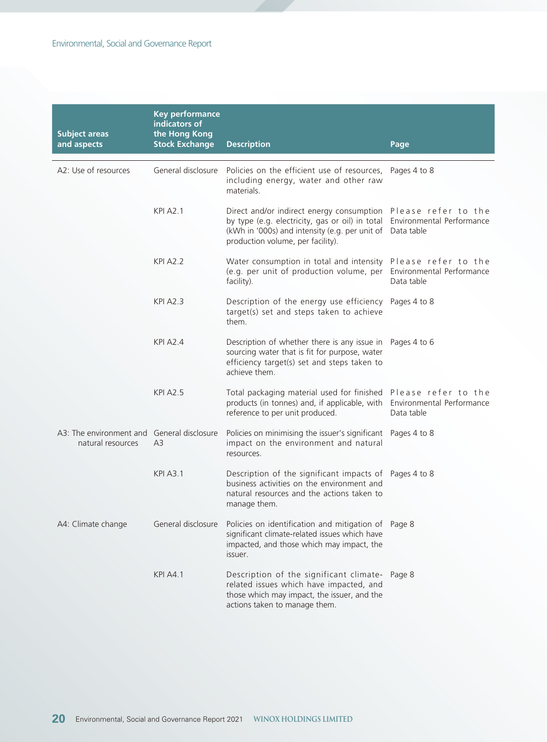| Subject areas and aspects | Key performance indicators of the Hong Kong Stock Exchange | Description | Page |
|---|---|---|---|
| A2: Use of resources | General disclosure | Policies on the efficient use of resources, including energy, water and other raw materials. | Pages 4 to 8 |
| | KPI A2.1 | Direct and/or indirect energy consumption by type (e.g. electricity, gas or oil) in total (kWh in '000s) and intensity (e.g. per unit of production volume, per facility). | Please refer to the Environmental Performance Data table |
| | KPI A2.2 | Water consumption in total and intensity (e.g. per unit of production volume, per facility). | Please refer to the Environmental Performance Data table |
| | KPI A2.3 | Description of the energy use efficiency target(s) set and steps taken to achieve them. | Pages 4 to 8 |
| | KPI A2.4 | Description of whether there is any issue in sourcing water that is fit for purpose, water efficiency target(s) set and steps taken to achieve them. | Pages 4 to 6 |
| | KPI A2.5 | Total packaging material used for finished products (in tonnes) and, if applicable, with reference to per unit produced. | Please refer to the Environmental Performance Data table |
| A3: The environment and natural resources | General disclosure A3 | Policies on minimising the issuer's significant impact on the environment and natural resources. | Pages 4 to 8 |
| | KPI A3.1 | Description of the significant impacts of business activities on the environment and natural resources and the actions taken to manage them. | Pages 4 to 8 |
| A4: Climate change | General disclosure | Policies on identification and mitigation of significant climate-related issues which have impacted, and those which may impact, the issuer. | Page 8 |
| | KPI A4.1 | Description of the significant climate-related issues which have impacted, and those which may impact, the issuer, and the actions taken to manage them. | Page 8 |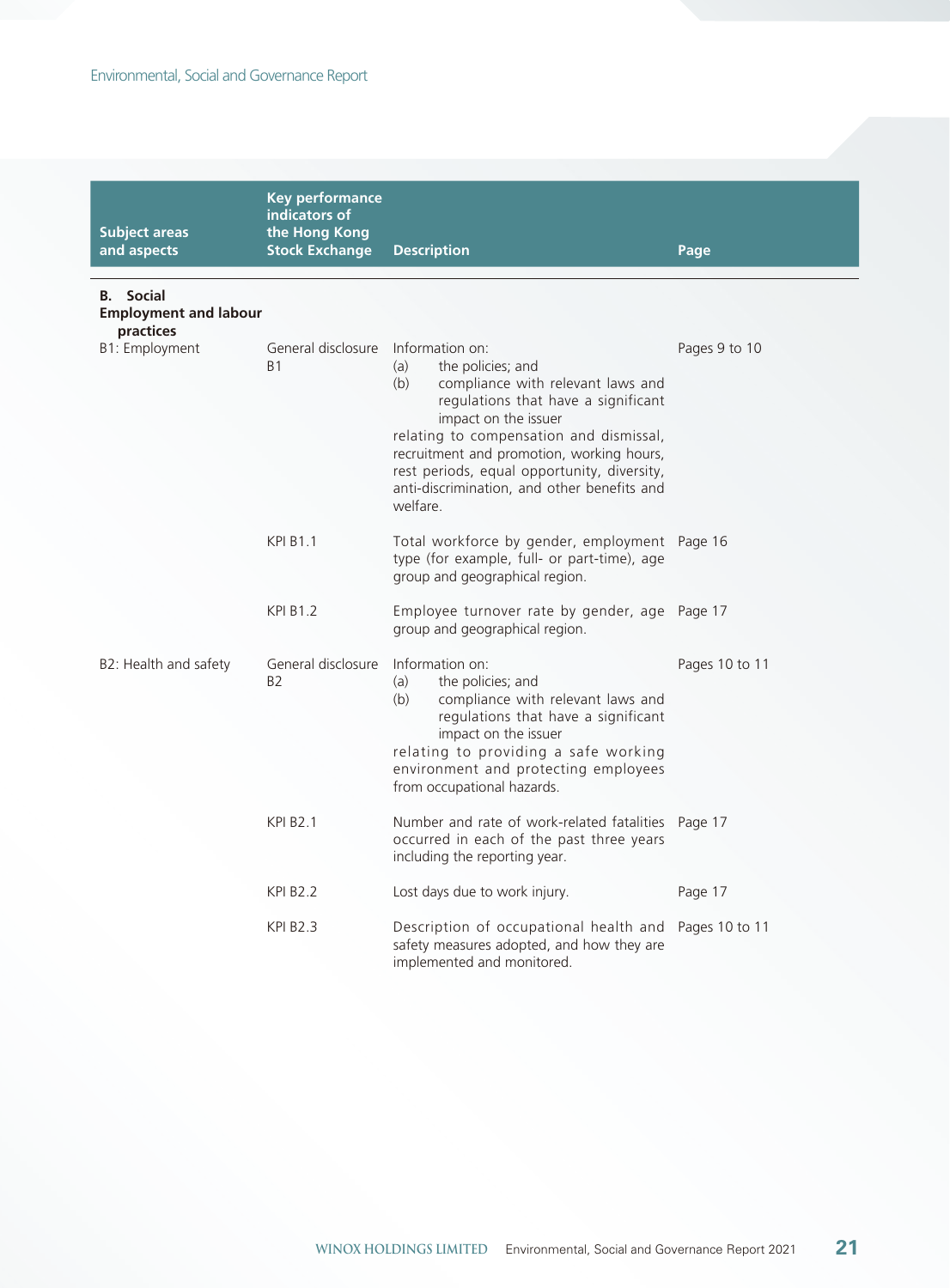| Subject areas and aspects | Key performance indicators of the Hong Kong Stock Exchange | Description | Page |
|---|---|---|---|
| **B. Social** | | | |
| **Employment and labour practices** | | | |
| B1: Employment | General disclosure B1 | Information on: (a) the policies; and (b) compliance with relevant laws and regulations that have a significant impact on the issuer relating to compensation and dismissal, recruitment and promotion, working hours, rest periods, equal opportunity, diversity, anti-discrimination, and other benefits and welfare. | Pages 9 to 10 |
| | KPI B1.1 | Total workforce by gender, employment type (for example, full- or part-time), age group and geographical region. | Page 16 |
| | KPI B1.2 | Employee turnover rate by gender, age group and geographical region. | Page 17 |
| B2: Health and safety | General disclosure B2 | Information on: (a) the policies; and (b) compliance with relevant laws and regulations that have a significant impact on the issuer relating to providing a safe working environment and protecting employees from occupational hazards. | Pages 10 to 11 |
| | KPI B2.1 | Number and rate of work-related fatalities occurred in each of the past three years including the reporting year. | Page 17 |
| | KPI B2.2 | Lost days due to work injury. | Page 17 |
| | KPI B2.3 | Description of occupational health and safety measures adopted, and how they are implemented and monitored. | Pages 10 to 11 |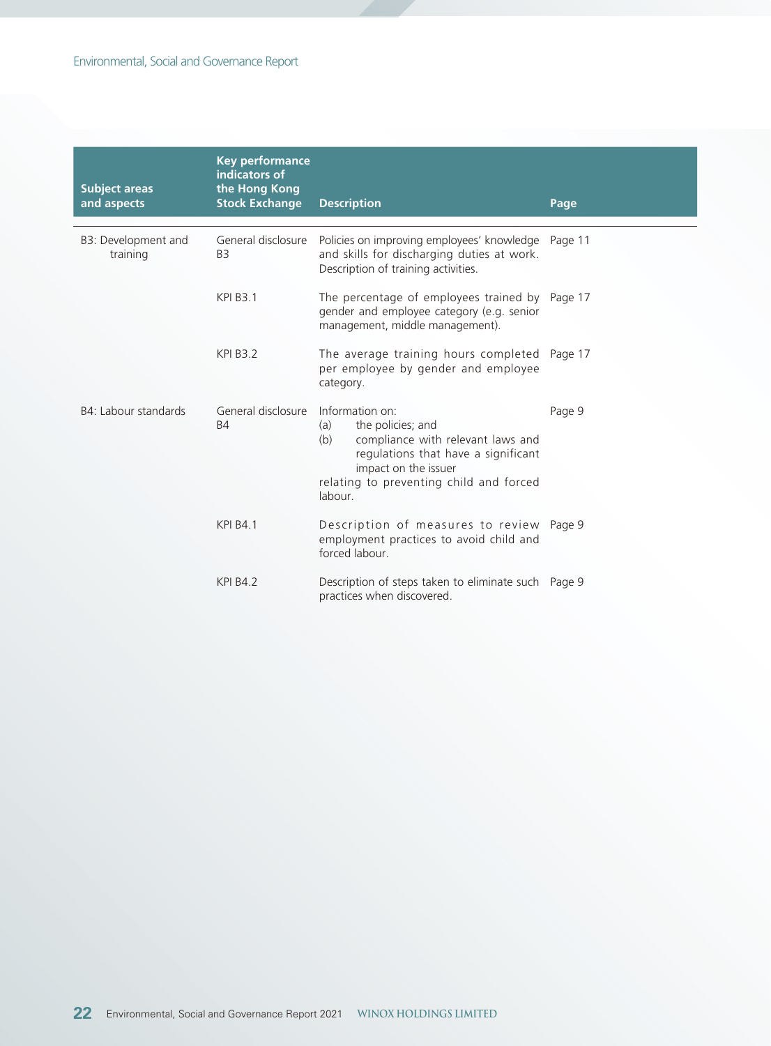| Subject areas and aspects | Key performance indicators of the Hong Kong Stock Exchange | Description | Page |
| --- | --- | --- | --- |
| B3: Development and training | General disclosure B3 | Policies on improving employees' knowledge and skills for discharging duties at work. Description of training activities. | Page 11 |
| | KPI B3.1 | The percentage of employees trained by gender and employee category (e.g. senior management, middle management). | Page 17 |
| | KPI B3.2 | The average training hours completed per employee by gender and employee category. | Page 17 |
| B4: Labour standards | General disclosure B4 | Information on:<br>(a) the policies; and<br>(b) compliance with relevant laws and regulations that have a significant impact on the issuer<br>relating to preventing child and forced labour. | Page 9 |
| | KPI B4.1 | Description of measures to review employment practices to avoid child and forced labour. | Page 9 |
| | KPI B4.2 | Description of steps taken to eliminate such practices when discovered. | Page 9 |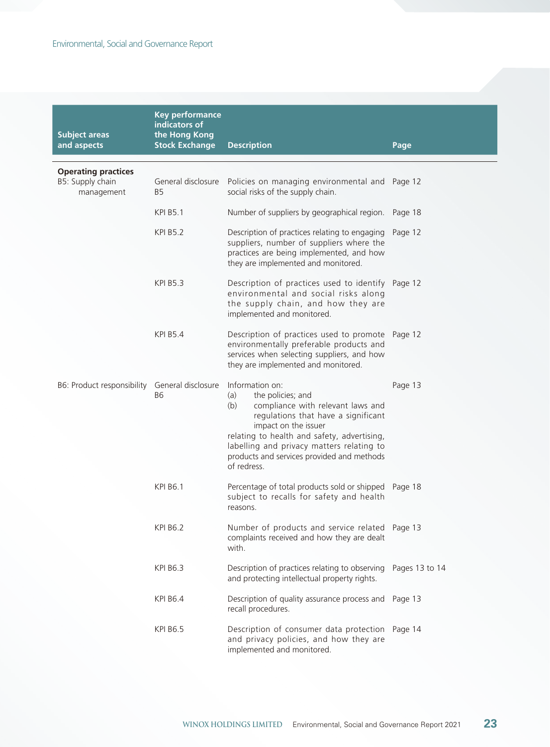| Subject areas and aspects | Key performance indicators of the Hong Kong Stock Exchange | Description | Page |
|---|---|---|---|
| **Operating practices** | | | |
| B5: Supply chain management | General disclosure B5 | Policies on managing environmental and social risks of the supply chain. | Page 12 |
| | KPI B5.1 | Number of suppliers by geographical region. | Page 18 |
| | KPI B5.2 | Description of practices relating to engaging suppliers, number of suppliers where the practices are being implemented, and how they are implemented and monitored. | Page 12 |
| | KPI B5.3 | Description of practices used to identify environmental and social risks along the supply chain, and how they are implemented and monitored. | Page 12 |
| | KPI B5.4 | Description of practices used to promote environmentally preferable products and services when selecting suppliers, and how they are implemented and monitored. | Page 12 |
| B6: Product responsibility | General disclosure B6 | Information on: (a) the policies; and (b) compliance with relevant laws and regulations that have a significant impact on the issuer relating to health and safety, advertising, labelling and privacy matters relating to products and services provided and methods of redress. | Page 13 |
| | KPI B6.1 | Percentage of total products sold or shipped subject to recalls for safety and health reasons. | Page 18 |
| | KPI B6.2 | Number of products and service related complaints received and how they are dealt with. | Page 13 |
| | KPI B6.3 | Description of practices relating to observing and protecting intellectual property rights. | Pages 13 to 14 |
| | KPI B6.4 | Description of quality assurance process and recall procedures. | Page 13 |
| | KPI B6.5 | Description of consumer data protection and privacy policies, and how they are implemented and monitored. | Page 14 |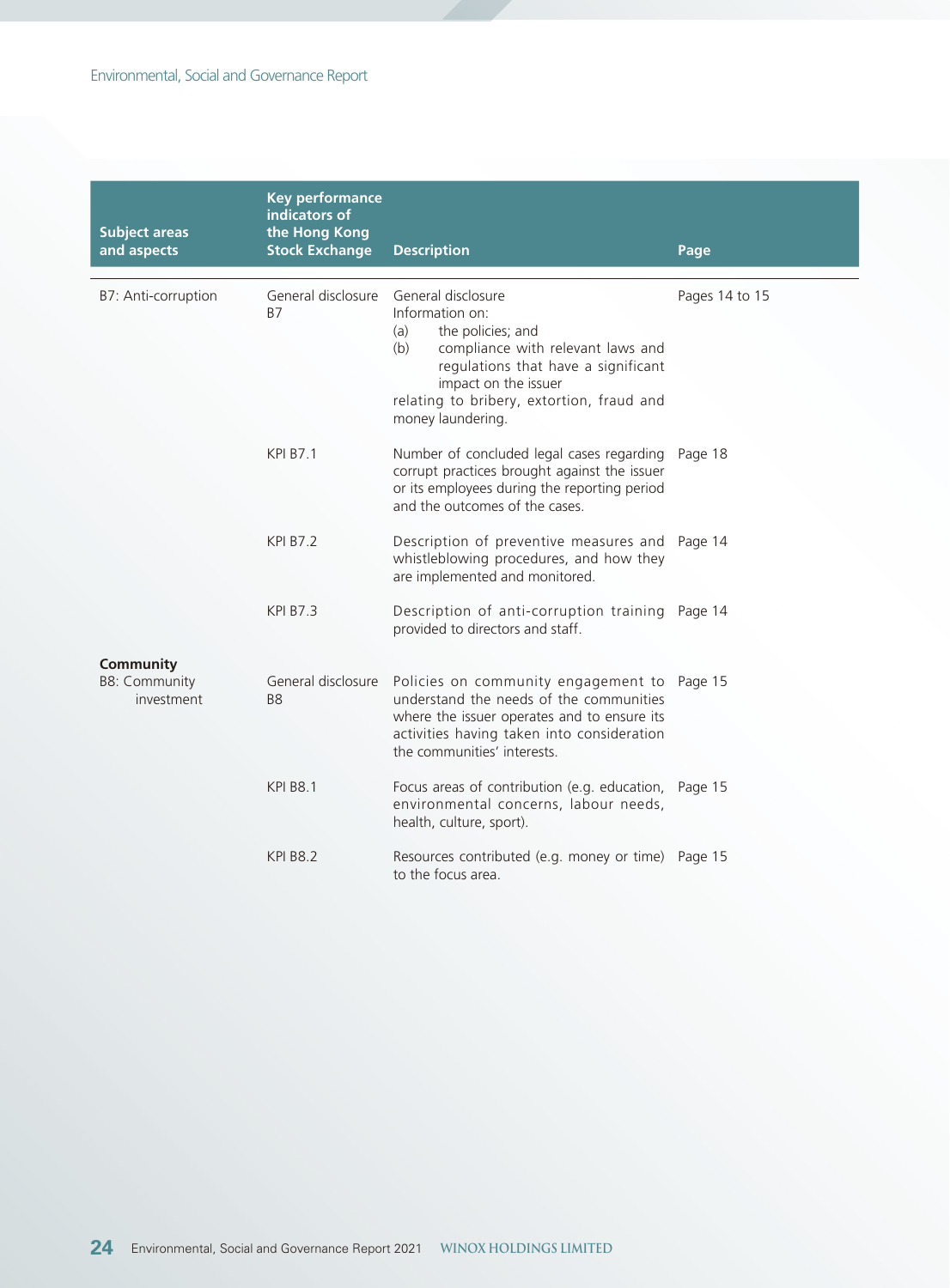| Subject areas and aspects | Key performance indicators of the Hong Kong Stock Exchange | Description | Page |
|---|---|---|---|
| B7: Anti-corruption | General disclosure B7 | General disclosure<br>Information on:<br>(a) the policies; and<br>(b) compliance with relevant laws and regulations that have a significant impact on the issuer<br>relating to bribery, extortion, fraud and money laundering. | Pages 14 to 15 |
| | KPI B7.1 | Number of concluded legal cases regarding corrupt practices brought against the issuer or its employees during the reporting period and the outcomes of the cases. | Page 18 |
| | KPI B7.2 | Description of preventive measures and whistleblowing procedures, and how they are implemented and monitored. | Page 14 |
| | KPI B7.3 | Description of anti-corruption training provided to directors and staff. | Page 14 |
| **Community**<br>B8: Community investment | General disclosure B8 | Policies on community engagement to understand the needs of the communities where the issuer operates and to ensure its activities having taken into consideration the communities' interests. | Page 15 |
| | KPI B8.1 | Focus areas of contribution (e.g. education, environmental concerns, labour needs, health, culture, sport). | Page 15 |
| | KPI B8.2 | Resources contributed (e.g. money or time) to the focus area. | Page 15 |